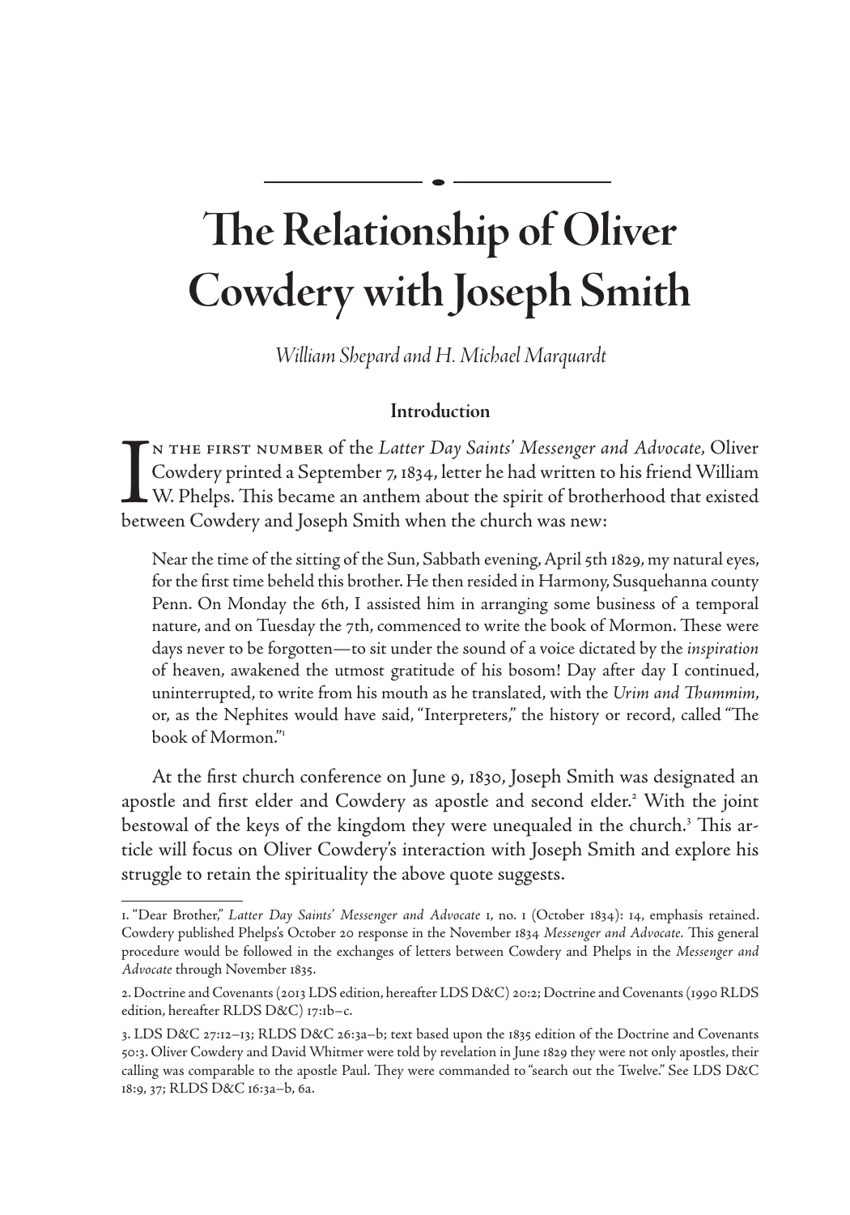# The Relationship of Oliver Cowdery with Joseph Smith

*William Shepard and H. Michael Marquardt*

## Introduction

In the first number of the *Latter Day Saints' Messenger and Advocate*, Oliver Cowdery printed a September 7, 1834, letter he had written to his friend William W. Phelps. This became an anthem about the spirit of brotherhood that existed between Cowdery and Joseph Smith when the church was new:

> Near the time of the sitting of the Sun, Sabbath evening, April 5th 1829, my natural eyes, for the first time beheld this brother. He then resided in Harmony, Susquehanna county Penn. On Monday the 6th, I assisted him in arranging some business of a temporal nature, and on Tuesday the 7th, commenced to write the book of Mormon. These were days never to be forgotten—to sit under the sound of a voice dictated by the *inspiration* of heaven, awakened the utmost gratitude of his bosom! Day after day I continued, uninterrupted, to write from his mouth as he translated, with the *Urim and Thummim*, or, as the Nephites would have said, "Interpreters," the history or record, called "The book of Mormon."[1]

At the first church conference on June 9, 1830, Joseph Smith was designated an apostle and first elder and Cowdery as apostle and second elder.[2] With the joint bestowal of the keys of the kingdom they were unequaled in the church.[3] This article will focus on Oliver Cowdery's interaction with Joseph Smith and explore his struggle to retain the spirituality the above quote suggests.

---

1. "Dear Brother," *Latter Day Saints' Messenger and Advocate* 1, no. 1 (October 1834): 14, emphasis retained. Cowdery published Phelps's October 20 response in the November 1834 *Messenger and Advocate*. This general procedure would be followed in the exchanges of letters between Cowdery and Phelps in the *Messenger and Advocate* through November 1835.

2. Doctrine and Covenants (2013 LDS edition, hereafter LDS D&C) 20:2; Doctrine and Covenants (1990 RLDS edition, hereafter RLDS D&C) 17:1b–c.

3. LDS D&C 27:12–13; RLDS D&C 26:3a–b; text based upon the 1835 edition of the Doctrine and Covenants 50:3. Oliver Cowdery and David Whitmer were told by revelation in June 1829 they were not only apostles, their calling was comparable to the apostle Paul. They were commanded to "search out the Twelve." See LDS D&C 18:9, 37; RLDS D&C 16:3a–b, 6a.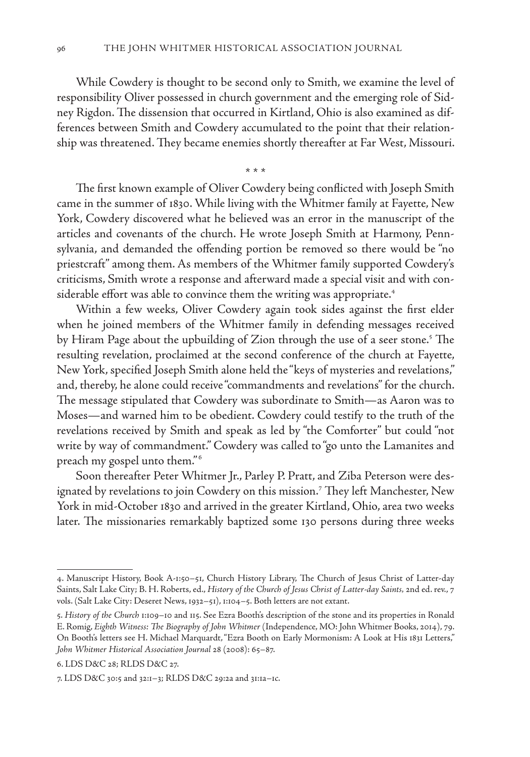While Cowdery is thought to be second only to Smith, we examine the level of responsibility Oliver possessed in church government and the emerging role of Sidney Rigdon. The dissension that occurred in Kirtland, Ohio is also examined as differences between Smith and Cowdery accumulated to the point that their relationship was threatened. They became enemies shortly thereafter at Far West, Missouri.

\* \* \*

The first known example of Oliver Cowdery being conflicted with Joseph Smith came in the summer of 1830. While living with the Whitmer family at Fayette, New York, Cowdery discovered what he believed was an error in the manuscript of the articles and covenants of the church. He wrote Joseph Smith at Harmony, Pennsylvania, and demanded the offending portion be removed so there would be "no priestcraft" among them. As members of the Whitmer family supported Cowdery's criticisms, Smith wrote a response and afterward made a special visit and with considerable effort was able to convince them the writing was appropriate.[4]

Within a few weeks, Oliver Cowdery again took sides against the first elder when he joined members of the Whitmer family in defending messages received by Hiram Page about the upbuilding of Zion through the use of a seer stone.[5] The resulting revelation, proclaimed at the second conference of the church at Fayette, New York, specified Joseph Smith alone held the "keys of mysteries and revelations," and, thereby, he alone could receive "commandments and revelations" for the church. The message stipulated that Cowdery was subordinate to Smith—as Aaron was to Moses—and warned him to be obedient. Cowdery could testify to the truth of the revelations received by Smith and speak as led by "the Comforter" but could "not write by way of commandment." Cowdery was called to "go unto the Lamanites and preach my gospel unto them."[6]

Soon thereafter Peter Whitmer Jr., Parley P. Pratt, and Ziba Peterson were designated by revelations to join Cowdery on this mission.[7] They left Manchester, New York in mid-October 1830 and arrived in the greater Kirtland, Ohio, area two weeks later. The missionaries remarkably baptized some 130 persons during three weeks

---

4. Manuscript History, Book A-1:50–51, Church History Library, The Church of Jesus Christ of Latter-day Saints, Salt Lake City; B. H. Roberts, ed., *History of the Church of Jesus Christ of Latter-day Saints*, 2nd ed. rev., 7 vols. (Salt Lake City: Deseret News, 1932–51), 1:104–5. Both letters are not extant.

5. *History of the Church* 1:109–10 and 115. See Ezra Booth's description of the stone and its properties in Ronald E. Romig, *Eighth Witness: The Biography of John Whitmer* (Independence, MO: John Whitmer Books, 2014), 79. On Booth's letters see H. Michael Marquardt, "Ezra Booth on Early Mormonism: A Look at His 1831 Letters," *John Whitmer Historical Association Journal* 28 (2008): 65–87.

6. LDS D&C 28; RLDS D&C 27.

7. LDS D&C 30:5 and 32:1–3; RLDS D&C 29:2a and 31:1a–1c.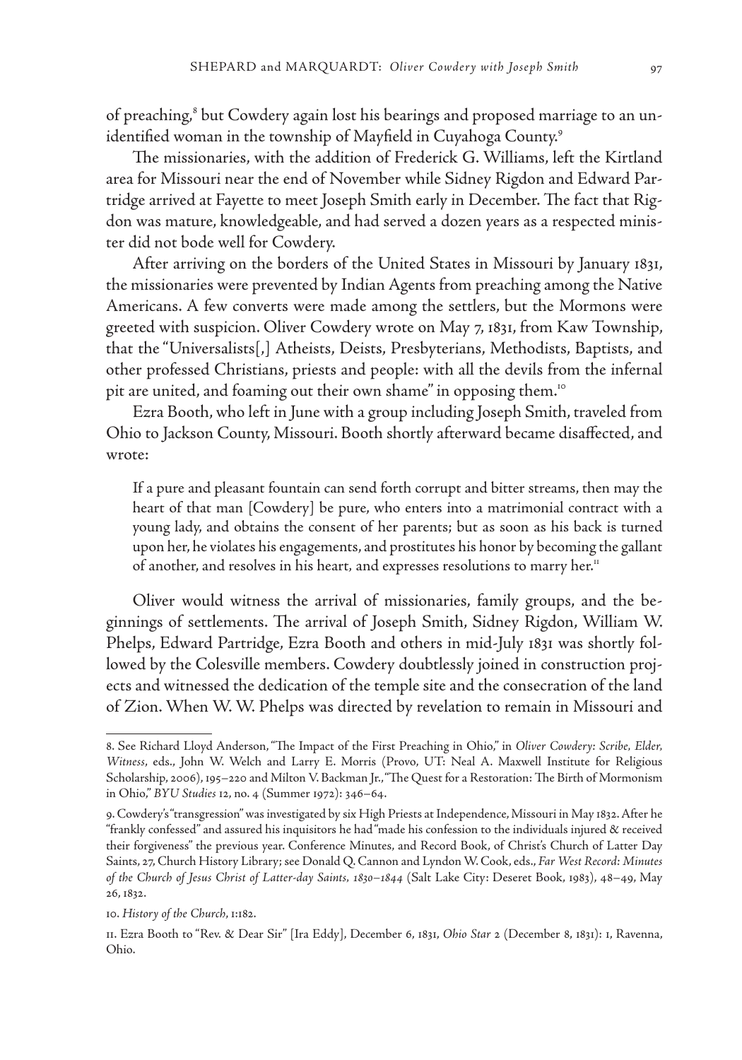of preaching,[8] but Cowdery again lost his bearings and proposed marriage to an unidentified woman in the township of Mayfield in Cuyahoga County.[9]

The missionaries, with the addition of Frederick G. Williams, left the Kirtland area for Missouri near the end of November while Sidney Rigdon and Edward Partridge arrived at Fayette to meet Joseph Smith early in December. The fact that Rigdon was mature, knowledgeable, and had served a dozen years as a respected minister did not bode well for Cowdery.

After arriving on the borders of the United States in Missouri by January 1831, the missionaries were prevented by Indian Agents from preaching among the Native Americans. A few converts were made among the settlers, but the Mormons were greeted with suspicion. Oliver Cowdery wrote on May 7, 1831, from Kaw Township, that the "Universalists[,] Atheists, Deists, Presbyterians, Methodists, Baptists, and other professed Christians, priests and people: with all the devils from the infernal pit are united, and foaming out their own shame" in opposing them.[10]

Ezra Booth, who left in June with a group including Joseph Smith, traveled from Ohio to Jackson County, Missouri. Booth shortly afterward became disaffected, and wrote:

> If a pure and pleasant fountain can send forth corrupt and bitter streams, then may the heart of that man [Cowdery] be pure, who enters into a matrimonial contract with a young lady, and obtains the consent of her parents; but as soon as his back is turned upon her, he violates his engagements, and prostitutes his honor by becoming the gallant of another, and resolves in his heart, and expresses resolutions to marry her.[11]

Oliver would witness the arrival of missionaries, family groups, and the beginnings of settlements. The arrival of Joseph Smith, Sidney Rigdon, William W. Phelps, Edward Partridge, Ezra Booth and others in mid-July 1831 was shortly followed by the Colesville members. Cowdery doubtlessly joined in construction projects and witnessed the dedication of the temple site and the consecration of the land of Zion. When W. W. Phelps was directed by revelation to remain in Missouri and

---

8. See Richard Lloyd Anderson, "The Impact of the First Preaching in Ohio," in *Oliver Cowdery: Scribe, Elder, Witness*, eds., John W. Welch and Larry E. Morris (Provo, UT: Neal A. Maxwell Institute for Religious Scholarship, 2006), 195–220 and Milton V. Backman Jr., "The Quest for a Restoration: The Birth of Mormonism in Ohio," *BYU Studies* 12, no. 4 (Summer 1972): 346–64.

9. Cowdery's "transgression" was investigated by six High Priests at Independence, Missouri in May 1832. After he "frankly confessed" and assured his inquisitors he had "made his confession to the individuals injured & received their forgiveness" the previous year. Conference Minutes, and Record Book, of Christ's Church of Latter Day Saints, 27, Church History Library; see Donald Q. Cannon and Lyndon W. Cook, eds., *Far West Record: Minutes of the Church of Jesus Christ of Latter-day Saints, 1830–1844* (Salt Lake City: Deseret Book, 1983), 48–49, May 26, 1832.

10. *History of the Church*, 1:182.

11. Ezra Booth to "Rev. & Dear Sir" [Ira Eddy], December 6, 1831, *Ohio Star* 2 (December 8, 1831): 1, Ravenna, Ohio.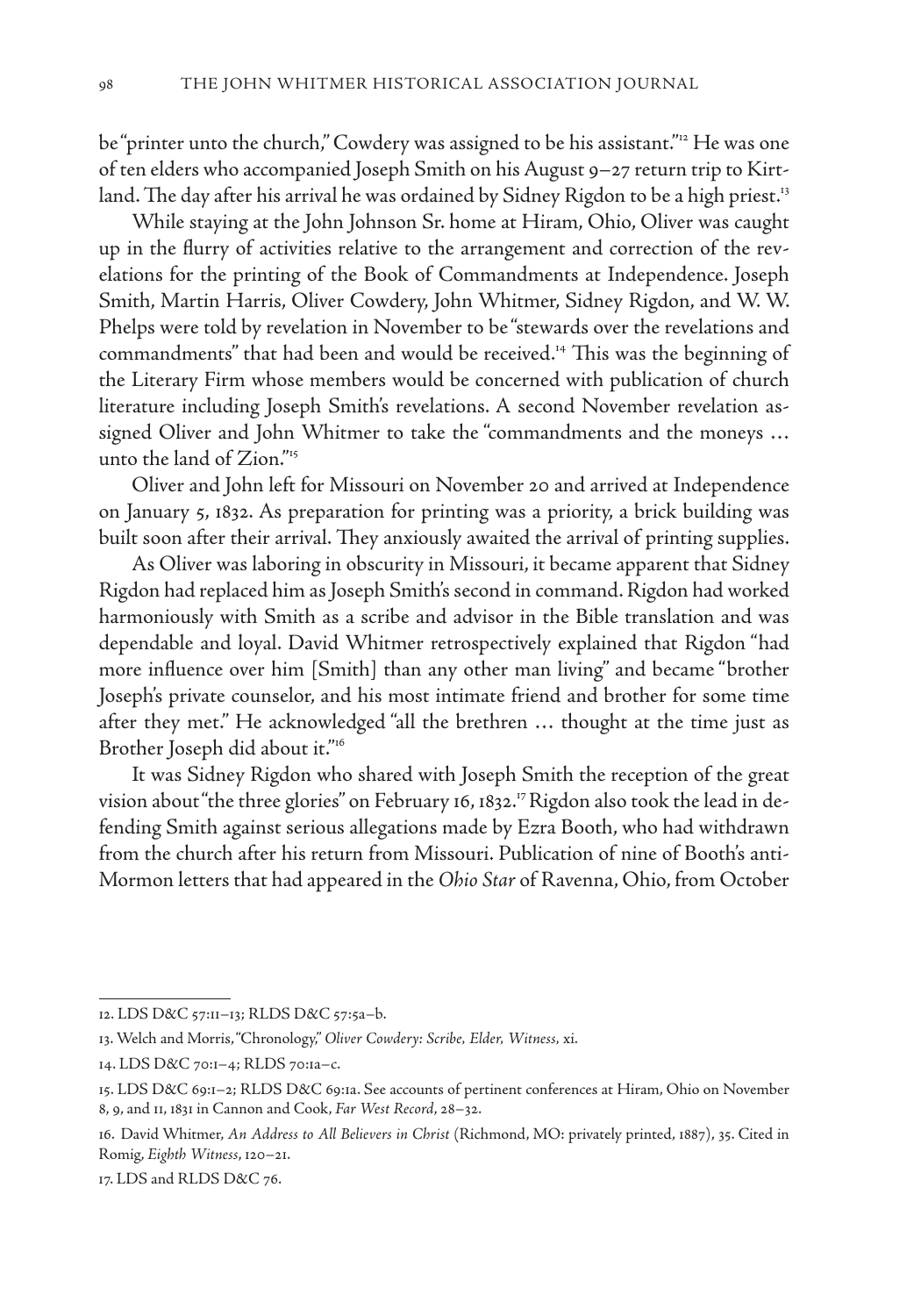be "printer unto the church," Cowdery was assigned to be his assistant."[12] He was one of ten elders who accompanied Joseph Smith on his August 9–27 return trip to Kirtland. The day after his arrival he was ordained by Sidney Rigdon to be a high priest.[13]

While staying at the John Johnson Sr. home at Hiram, Ohio, Oliver was caught up in the flurry of activities relative to the arrangement and correction of the revelations for the printing of the Book of Commandments at Independence. Joseph Smith, Martin Harris, Oliver Cowdery, John Whitmer, Sidney Rigdon, and W. W. Phelps were told by revelation in November to be "stewards over the revelations and commandments" that had been and would be received.[14] This was the beginning of the Literary Firm whose members would be concerned with publication of church literature including Joseph Smith's revelations. A second November revelation assigned Oliver and John Whitmer to take the "commandments and the moneys … unto the land of Zion."[15]

Oliver and John left for Missouri on November 20 and arrived at Independence on January 5, 1832. As preparation for printing was a priority, a brick building was built soon after their arrival. They anxiously awaited the arrival of printing supplies.

As Oliver was laboring in obscurity in Missouri, it became apparent that Sidney Rigdon had replaced him as Joseph Smith's second in command. Rigdon had worked harmoniously with Smith as a scribe and advisor in the Bible translation and was dependable and loyal. David Whitmer retrospectively explained that Rigdon "had more influence over him [Smith] than any other man living" and became "brother Joseph's private counselor, and his most intimate friend and brother for some time after they met." He acknowledged "all the brethren … thought at the time just as Brother Joseph did about it."[16]

It was Sidney Rigdon who shared with Joseph Smith the reception of the great vision about "the three glories" on February 16, 1832.[17] Rigdon also took the lead in defending Smith against serious allegations made by Ezra Booth, who had withdrawn from the church after his return from Missouri. Publication of nine of Booth's anti-Mormon letters that had appeared in the *Ohio Star* of Ravenna, Ohio, from October

---

12. LDS D&C 57:11–13; RLDS D&C 57:5a–b.

13. Welch and Morris, "Chronology," *Oliver Cowdery: Scribe, Elder, Witness,* xi.

14. LDS D&C 70:1–4; RLDS 70:1a–c.

15. LDS D&C 69:1–2; RLDS D&C 69:1a. See accounts of pertinent conferences at Hiram, Ohio on November 8, 9, and 11, 1831 in Cannon and Cook, *Far West Record*, 28–32.

16. David Whitmer, *An Address to All Believers in Christ* (Richmond, MO: privately printed, 1887), 35. Cited in Romig, *Eighth Witness*, 120–21.

17. LDS and RLDS D&C 76.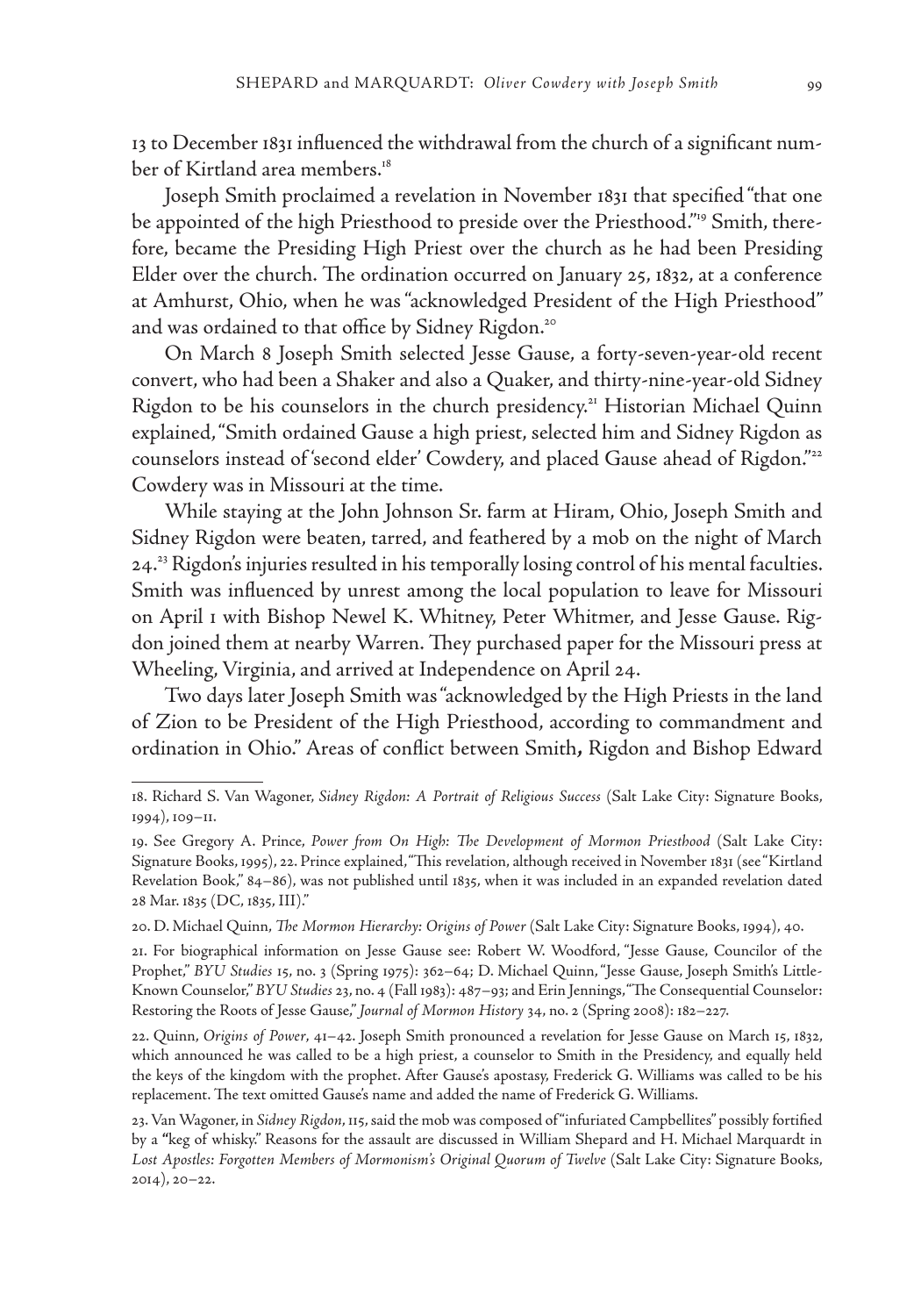13 to December 1831 influenced the withdrawal from the church of a significant number of Kirtland area members.[18]

Joseph Smith proclaimed a revelation in November 1831 that specified "that one be appointed of the high Priesthood to preside over the Priesthood."[19] Smith, therefore, became the Presiding High Priest over the church as he had been Presiding Elder over the church. The ordination occurred on January 25, 1832, at a conference at Amhurst, Ohio, when he was "acknowledged President of the High Priesthood" and was ordained to that office by Sidney Rigdon.[20]

On March 8 Joseph Smith selected Jesse Gause, a forty-seven-year-old recent convert, who had been a Shaker and also a Quaker, and thirty-nine-year-old Sidney Rigdon to be his counselors in the church presidency.[21] Historian Michael Quinn explained, "Smith ordained Gause a high priest, selected him and Sidney Rigdon as counselors instead of 'second elder' Cowdery, and placed Gause ahead of Rigdon."[22] Cowdery was in Missouri at the time.

While staying at the John Johnson Sr. farm at Hiram, Ohio, Joseph Smith and Sidney Rigdon were beaten, tarred, and feathered by a mob on the night of March 24.[23] Rigdon's injuries resulted in his temporally losing control of his mental faculties. Smith was influenced by unrest among the local population to leave for Missouri on April 1 with Bishop Newel K. Whitney, Peter Whitmer, and Jesse Gause. Rigdon joined them at nearby Warren. They purchased paper for the Missouri press at Wheeling, Virginia, and arrived at Independence on April 24.

Two days later Joseph Smith was "acknowledged by the High Priests in the land of Zion to be President of the High Priesthood, according to commandment and ordination in Ohio." Areas of conflict between Smith**,** Rigdon and Bishop Edward

---

18. Richard S. Van Wagoner, *Sidney Rigdon: A Portrait of Religious Success* (Salt Lake City: Signature Books, 1994), 109–11.

19. See Gregory A. Prince, *Power from On High: The Development of Mormon Priesthood* (Salt Lake City: Signature Books, 1995), 22. Prince explained, "This revelation, although received in November 1831 (see "Kirtland Revelation Book," 84–86), was not published until 1835, when it was included in an expanded revelation dated 28 Mar. 1835 (DC, 1835, III)."

20. D. Michael Quinn, *The Mormon Hierarchy: Origins of Power* (Salt Lake City: Signature Books, 1994), 40.

21. For biographical information on Jesse Gause see: Robert W. Woodford, "Jesse Gause, Councilor of the Prophet," *BYU Studies* 15, no. 3 (Spring 1975): 362–64; D. Michael Quinn, "Jesse Gause, Joseph Smith's Little-Known Counselor," *BYU Studies* 23, no. 4 (Fall 1983): 487–93; and Erin Jennings, "The Consequential Counselor: Restoring the Roots of Jesse Gause," *Journal of Mormon History* 34, no. 2 (Spring 2008): 182–227.

22. Quinn, *Origins of Power*, 41–42. Joseph Smith pronounced a revelation for Jesse Gause on March 15, 1832, which announced he was called to be a high priest, a counselor to Smith in the Presidency, and equally held the keys of the kingdom with the prophet. After Gause's apostasy, Frederick G. Williams was called to be his replacement. The text omitted Gause's name and added the name of Frederick G. Williams.

23. Van Wagoner, in *Sidney Rigdon*, 115, said the mob was composed of "infuriated Campbellites" possibly fortified by a **"**keg of whisky." Reasons for the assault are discussed in William Shepard and H. Michael Marquardt in *Lost Apostles: Forgotten Members of Mormonism's Original Quorum of Twelve* (Salt Lake City: Signature Books, 2014), 20–22.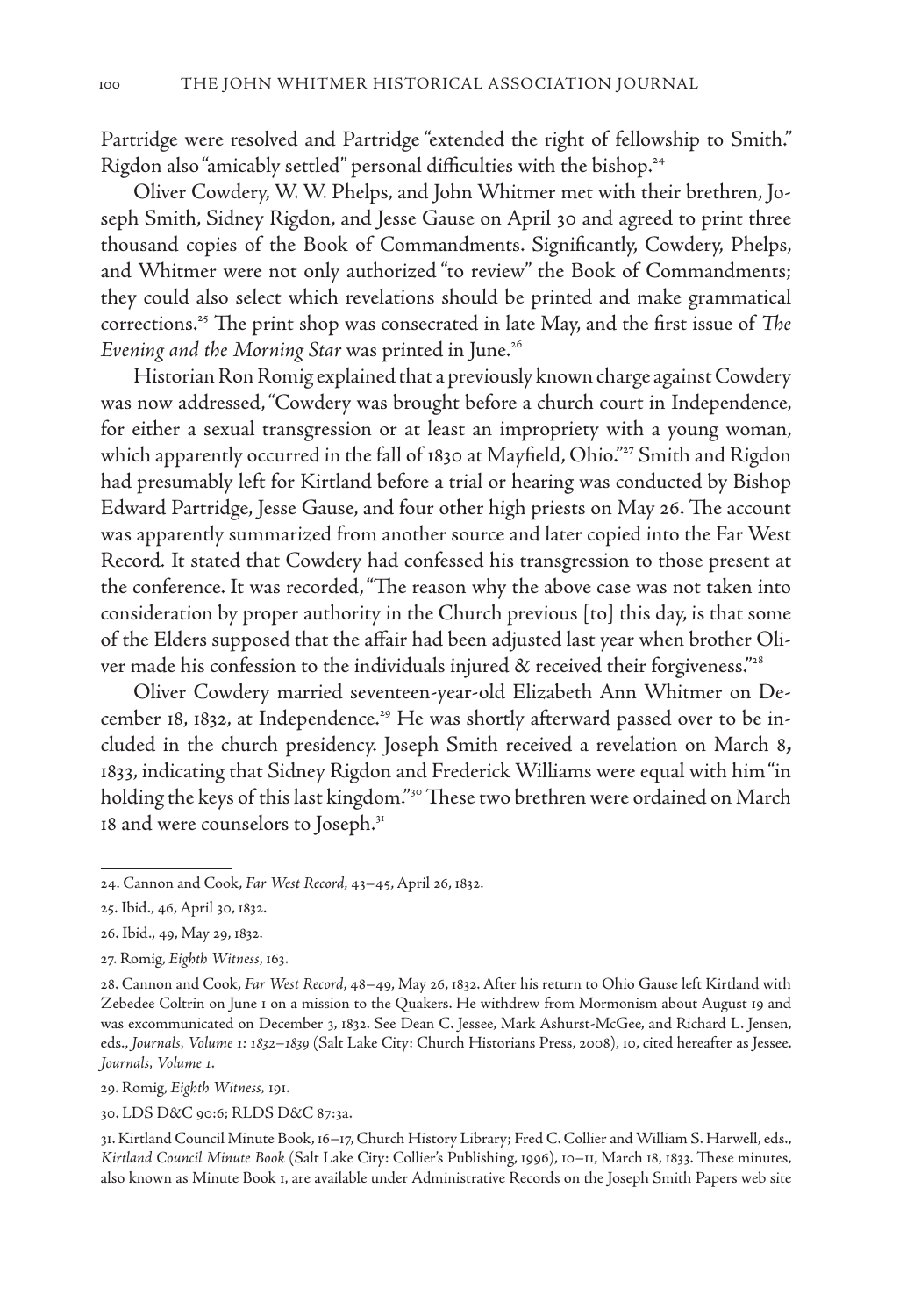Partridge were resolved and Partridge "extended the right of fellowship to Smith." Rigdon also "amicably settled" personal difficulties with the bishop.[24]

Oliver Cowdery, W. W. Phelps, and John Whitmer met with their brethren, Joseph Smith, Sidney Rigdon, and Jesse Gause on April 30 and agreed to print three thousand copies of the Book of Commandments. Significantly, Cowdery, Phelps, and Whitmer were not only authorized "to review" the Book of Commandments; they could also select which revelations should be printed and make grammatical corrections.[25] The print shop was consecrated in late May, and the first issue of *The Evening and the Morning Star* was printed in June.[26]

Historian Ron Romig explained that a previously known charge against Cowdery was now addressed, "Cowdery was brought before a church court in Independence, for either a sexual transgression or at least an impropriety with a young woman, which apparently occurred in the fall of 1830 at Mayfield, Ohio."[27] Smith and Rigdon had presumably left for Kirtland before a trial or hearing was conducted by Bishop Edward Partridge, Jesse Gause, and four other high priests on May 26. The account was apparently summarized from another source and later copied into the Far West Record. It stated that Cowdery had confessed his transgression to those present at the conference. It was recorded, "The reason why the above case was not taken into consideration by proper authority in the Church previous [to] this day, is that some of the Elders supposed that the affair had been adjusted last year when brother Oliver made his confession to the individuals injured & received their forgiveness."[28]

Oliver Cowdery married seventeen-year-old Elizabeth Ann Whitmer on December 18, 1832, at Independence.[29] He was shortly afterward passed over to be included in the church presidency. Joseph Smith received a revelation on March 8, 1833, indicating that Sidney Rigdon and Frederick Williams were equal with him "in holding the keys of this last kingdom."[30] These two brethren were ordained on March 18 and were counselors to Joseph.[31]

---

24. Cannon and Cook, *Far West Record*, 43–45, April 26, 1832.

25. Ibid., 46, April 30, 1832.

26. Ibid., 49, May 29, 1832.

27. Romig, *Eighth Witness*, 163.

28. Cannon and Cook, *Far West Record*, 48–49, May 26, 1832. After his return to Ohio Gause left Kirtland with Zebedee Coltrin on June 1 on a mission to the Quakers. He withdrew from Mormonism about August 19 and was excommunicated on December 3, 1832. See Dean C. Jessee, Mark Ashurst-McGee, and Richard L. Jensen, eds., *Journals, Volume 1: 1832–1839* (Salt Lake City: Church Historians Press, 2008), 10, cited hereafter as Jessee, *Journals, Volume 1*.

29. Romig, *Eighth Witness*, 191.

30. LDS D&C 90:6; RLDS D&C 87:3a.

31. Kirtland Council Minute Book, 16–17, Church History Library; Fred C. Collier and William S. Harwell, eds., *Kirtland Council Minute Book* (Salt Lake City: Collier's Publishing, 1996), 10–11, March 18, 1833. These minutes, also known as Minute Book 1, are available under Administrative Records on the Joseph Smith Papers web site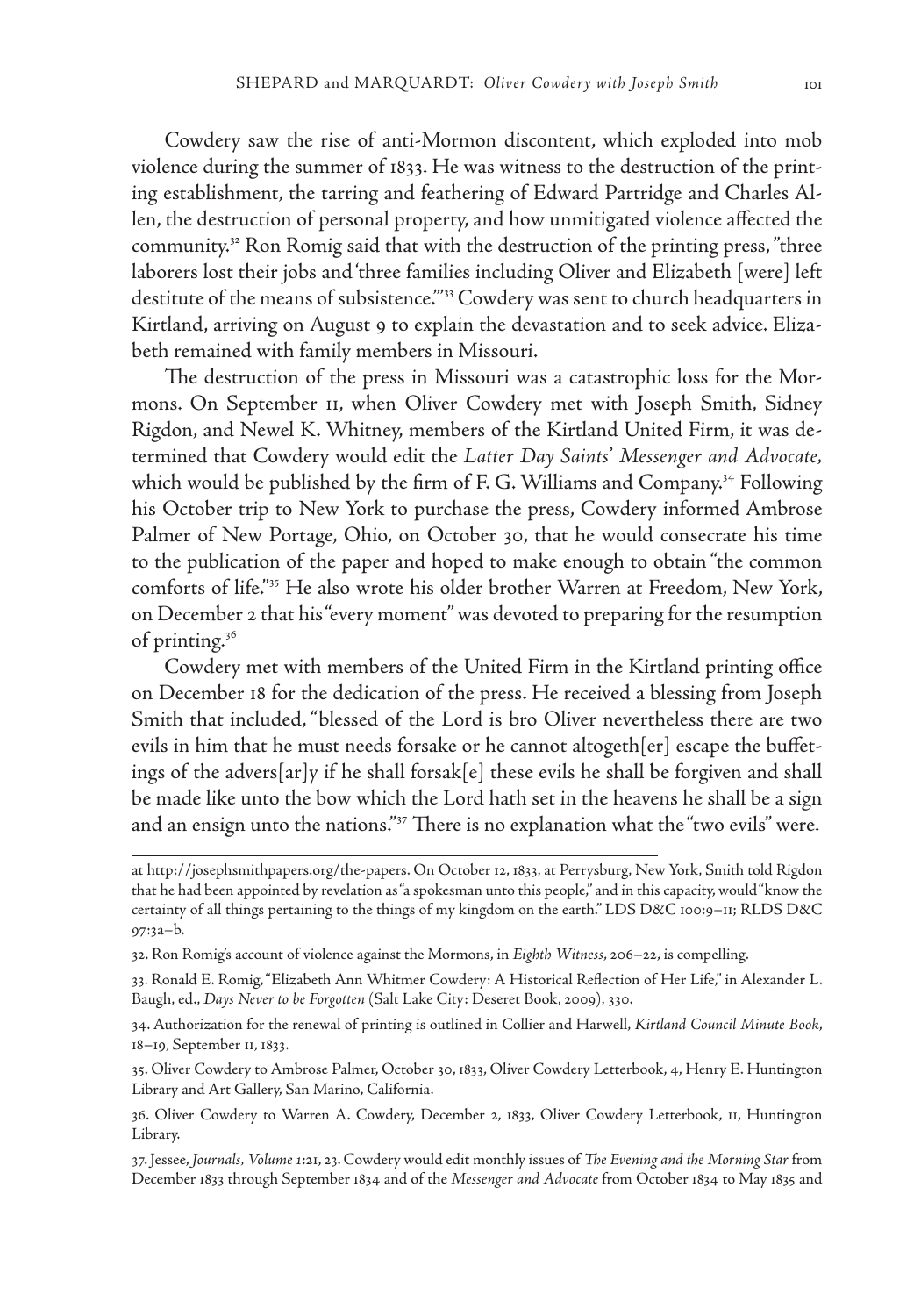Cowdery saw the rise of anti-Mormon discontent, which exploded into mob violence during the summer of 1833. He was witness to the destruction of the printing establishment, the tarring and feathering of Edward Partridge and Charles Allen, the destruction of personal property, and how unmitigated violence affected the community.[32] Ron Romig said that with the destruction of the printing press, "three laborers lost their jobs and 'three families including Oliver and Elizabeth [were] left destitute of the means of subsistence.'"[33] Cowdery was sent to church headquarters in Kirtland, arriving on August 9 to explain the devastation and to seek advice. Elizabeth remained with family members in Missouri.

The destruction of the press in Missouri was a catastrophic loss for the Mormons. On September 11, when Oliver Cowdery met with Joseph Smith, Sidney Rigdon, and Newel K. Whitney, members of the Kirtland United Firm, it was determined that Cowdery would edit the *Latter Day Saints' Messenger and Advocate,* which would be published by the firm of F. G. Williams and Company.[34] Following his October trip to New York to purchase the press, Cowdery informed Ambrose Palmer of New Portage, Ohio, on October 30, that he would consecrate his time to the publication of the paper and hoped to make enough to obtain "the common comforts of life."[35] He also wrote his older brother Warren at Freedom, New York, on December 2 that his "every moment" was devoted to preparing for the resumption of printing.[36]

Cowdery met with members of the United Firm in the Kirtland printing office on December 18 for the dedication of the press. He received a blessing from Joseph Smith that included, "blessed of the Lord is bro Oliver nevertheless there are two evils in him that he must needs forsake or he cannot altogeth[er] escape the buffetings of the advers[ar]y if he shall forsak[e] these evils he shall be forgiven and shall be made like unto the bow which the Lord hath set in the heavens he shall be a sign and an ensign unto the nations."[37] There is no explanation what the "two evils" were.

---

at http://josephsmithpapers.org/the-papers. On October 12, 1833, at Perrysburg, New York, Smith told Rigdon that he had been appointed by revelation as "a spokesman unto this people," and in this capacity, would "know the certainty of all things pertaining to the things of my kingdom on the earth." LDS D&C 100:9–11; RLDS D&C 97:3a–b.

32. Ron Romig's account of violence against the Mormons, in *Eighth Witness*, 206–22, is compelling.

33. Ronald E. Romig, "Elizabeth Ann Whitmer Cowdery: A Historical Reflection of Her Life," in Alexander L. Baugh, ed., *Days Never to be Forgotten* (Salt Lake City: Deseret Book, 2009), 330.

34. Authorization for the renewal of printing is outlined in Collier and Harwell, *Kirtland Council Minute Book*, 18–19, September 11, 1833.

35. Oliver Cowdery to Ambrose Palmer, October 30, 1833, Oliver Cowdery Letterbook, 4, Henry E. Huntington Library and Art Gallery, San Marino, California.

36. Oliver Cowdery to Warren A. Cowdery, December 2, 1833, Oliver Cowdery Letterbook, 11, Huntington Library.

37. Jessee, *Journals, Volume 1*:21, 23. Cowdery would edit monthly issues of *The Evening and the Morning Star* from December 1833 through September 1834 and of the *Messenger and Advocate* from October 1834 to May 1835 and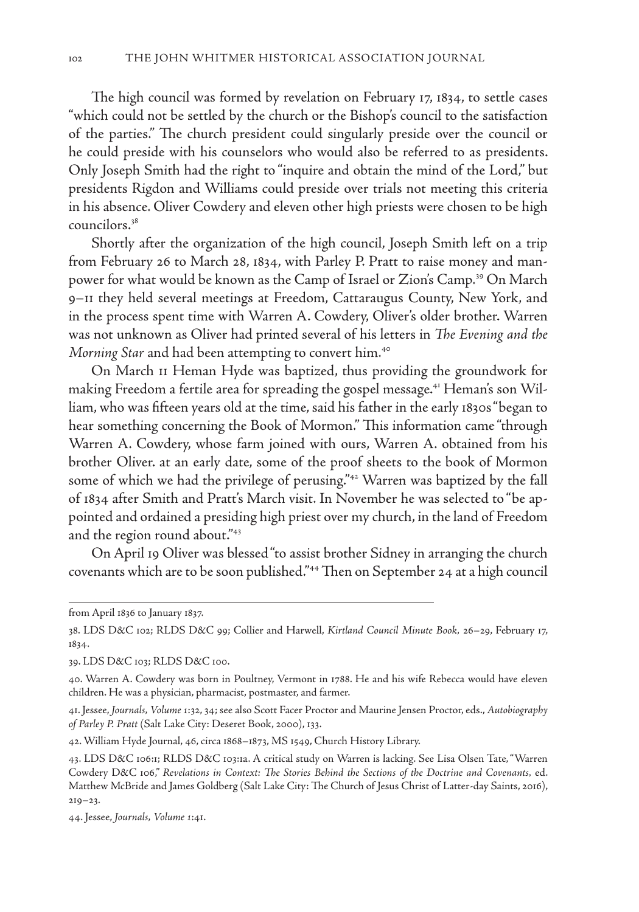The high council was formed by revelation on February 17, 1834, to settle cases "which could not be settled by the church or the Bishop's council to the satisfaction of the parties." The church president could singularly preside over the council or he could preside with his counselors who would also be referred to as presidents. Only Joseph Smith had the right to "inquire and obtain the mind of the Lord," but presidents Rigdon and Williams could preside over trials not meeting this criteria in his absence. Oliver Cowdery and eleven other high priests were chosen to be high councilors.[38]

Shortly after the organization of the high council, Joseph Smith left on a trip from February 26 to March 28, 1834, with Parley P. Pratt to raise money and manpower for what would be known as the Camp of Israel or Zion's Camp.[39] On March 9–11 they held several meetings at Freedom, Cattaraugus County, New York, and in the process spent time with Warren A. Cowdery, Oliver's older brother. Warren was not unknown as Oliver had printed several of his letters in *The Evening and the Morning Star* and had been attempting to convert him.[40]

On March 11 Heman Hyde was baptized, thus providing the groundwork for making Freedom a fertile area for spreading the gospel message.[41] Heman's son William, who was fifteen years old at the time, said his father in the early 1830s "began to hear something concerning the Book of Mormon." This information came "through Warren A. Cowdery, whose farm joined with ours, Warren A. obtained from his brother Oliver. at an early date, some of the proof sheets to the book of Mormon some of which we had the privilege of perusing."[42] Warren was baptized by the fall of 1834 after Smith and Pratt's March visit. In November he was selected to "be appointed and ordained a presiding high priest over my church, in the land of Freedom and the region round about."[43]

On April 19 Oliver was blessed "to assist brother Sidney in arranging the church covenants which are to be soon published."[44] Then on September 24 at a high council

---

from April 1836 to January 1837.

38. LDS D&C 102; RLDS D&C 99; Collier and Harwell, *Kirtland Council Minute Book,* 26–29, February 17, 1834.

39. LDS D&C 103; RLDS D&C 100.

40. Warren A. Cowdery was born in Poultney, Vermont in 1788. He and his wife Rebecca would have eleven children. He was a physician, pharmacist, postmaster, and farmer.

41. Jessee, *Journals, Volume 1*:32, 34; see also Scott Facer Proctor and Maurine Jensen Proctor, eds., *Autobiography of Parley P. Pratt* (Salt Lake City: Deseret Book, 2000), 133.

42. William Hyde Journal, 46, circa 1868–1873, MS 1549, Church History Library.

43. LDS D&C 106:1; RLDS D&C 103:1a. A critical study on Warren is lacking. See Lisa Olsen Tate, "Warren Cowdery D&C 106," *Revelations in Context: The Stories Behind the Sections of the Doctrine and Covenants,* ed. Matthew McBride and James Goldberg (Salt Lake City: The Church of Jesus Christ of Latter-day Saints, 2016), 219–23.

44. Jessee, *Journals, Volume 1*:41.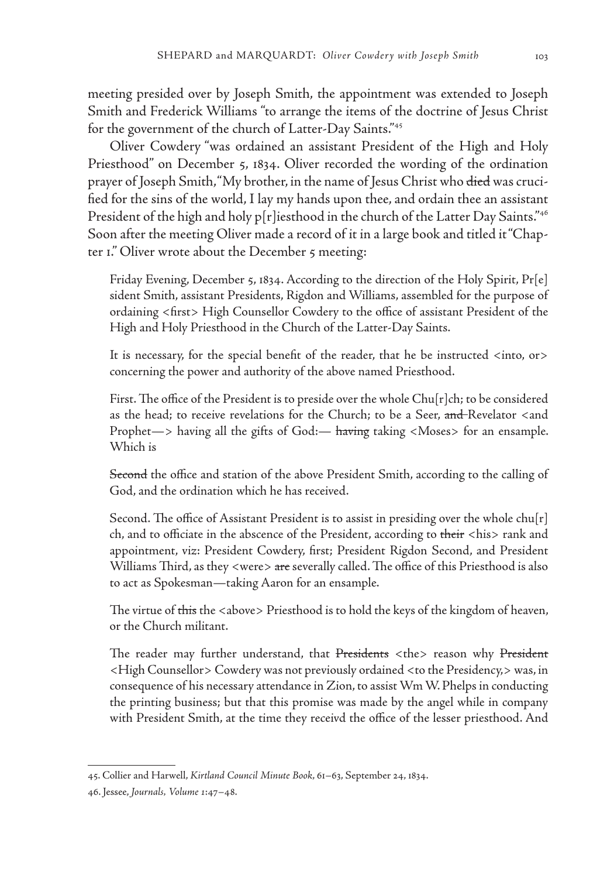meeting presided over by Joseph Smith, the appointment was extended to Joseph Smith and Frederick Williams "to arrange the items of the doctrine of Jesus Christ for the government of the church of Latter-Day Saints."[45]

Oliver Cowdery "was ordained an assistant President of the High and Holy Priesthood" on December 5, 1834. Oliver recorded the wording of the ordination prayer of Joseph Smith, "My brother, in the name of Jesus Christ who ~~died~~ was crucified for the sins of the world, I lay my hands upon thee, and ordain thee an assistant President of the high and holy p[r]iesthood in the church of the Latter Day Saints."[46] Soon after the meeting Oliver made a record of it in a large book and titled it "Chapter 1." Oliver wrote about the December 5 meeting:

> Friday Evening, December 5, 1834. According to the direction of the Holy Spirit, Pr[e] sident Smith, assistant Presidents, Rigdon and Williams, assembled for the purpose of ordaining <first> High Counsellor Cowdery to the office of assistant President of the High and Holy Priesthood in the Church of the Latter-Day Saints.
>
> It is necessary, for the special benefit of the reader, that he be instructed <into, or> concerning the power and authority of the above named Priesthood.
>
> First. The office of the President is to preside over the whole Chu[r]ch; to be considered as the head; to receive revelations for the Church; to be a Seer, ~~and~~ Revelator <and Prophet—> having all the gifts of God:— ~~having~~ taking <Moses> for an ensample. Which is
>
> ~~Second~~ the office and station of the above President Smith, according to the calling of God, and the ordination which he has received.
>
> Second. The office of Assistant President is to assist in presiding over the whole chu[r] ch, and to officiate in the abscence of the President, according to ~~their~~ <his> rank and appointment, viz: President Cowdery, first; President Rigdon Second, and President Williams Third, as they <were> ~~are~~ severally called. The office of this Priesthood is also to act as Spokesman—taking Aaron for an ensample.
>
> The virtue of ~~this~~ the <above> Priesthood is to hold the keys of the kingdom of heaven, or the Church militant.
>
> The reader may further understand, that ~~Presidents~~ <the> reason why ~~President~~ <High Counsellor> Cowdery was not previously ordained <to the Presidency,> was, in consequence of his necessary attendance in Zion, to assist Wm W. Phelps in conducting the printing business; but that this promise was made by the angel while in company with President Smith, at the time they receivd the office of the lesser priesthood. And

---

45. Collier and Harwell, *Kirtland Council Minute Book*, 61–63, September 24, 1834.

46. Jessee, *Journals, Volume 1*:47–48.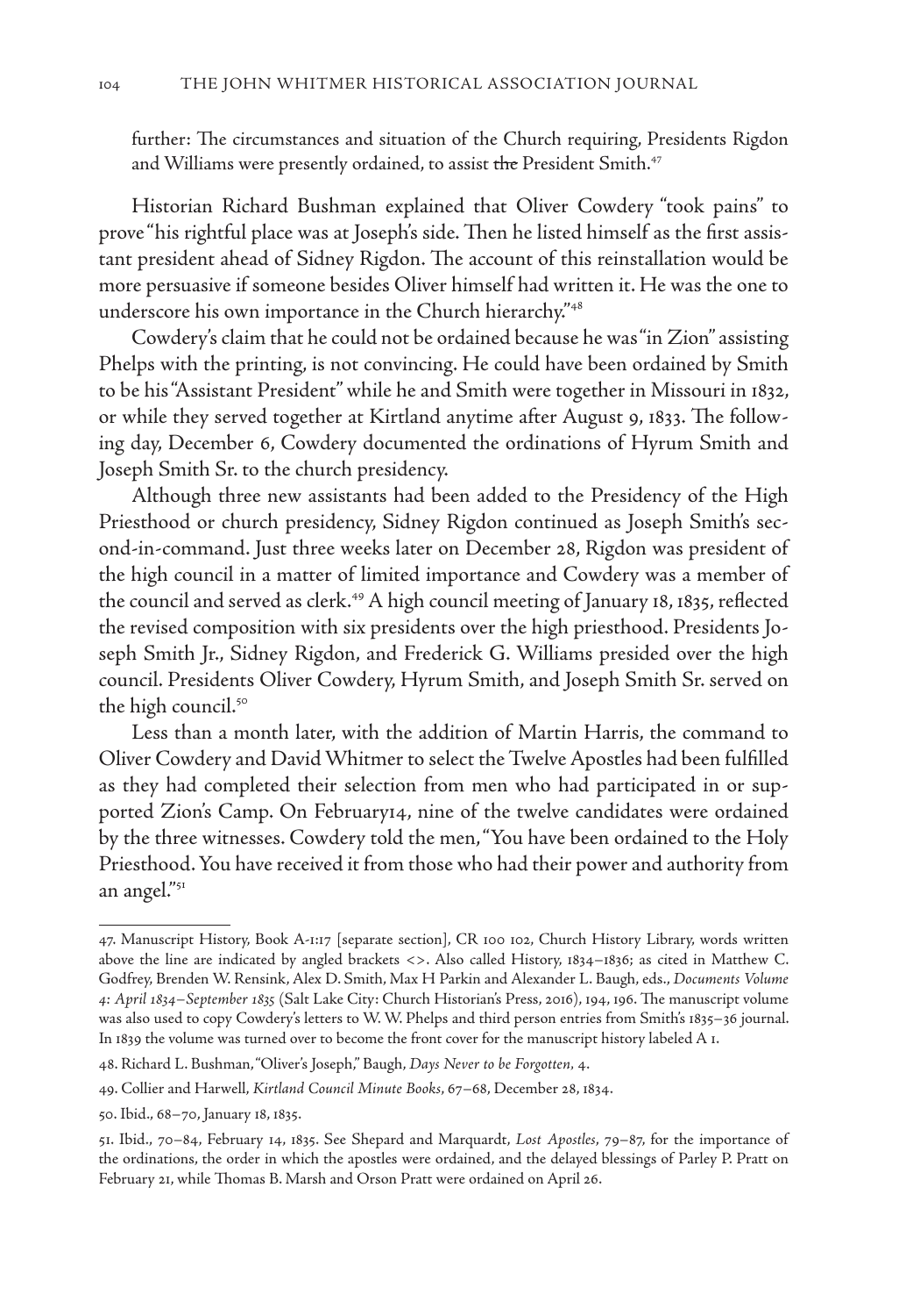further: The circumstances and situation of the Church requiring, Presidents Rigdon and Williams were presently ordained, to assist ~~the~~ President Smith.[47]

Historian Richard Bushman explained that Oliver Cowdery "took pains" to prove "his rightful place was at Joseph's side. Then he listed himself as the first assistant president ahead of Sidney Rigdon. The account of this reinstallation would be more persuasive if someone besides Oliver himself had written it. He was the one to underscore his own importance in the Church hierarchy."[48]

Cowdery's claim that he could not be ordained because he was "in Zion" assisting Phelps with the printing, is not convincing. He could have been ordained by Smith to be his "Assistant President" while he and Smith were together in Missouri in 1832, or while they served together at Kirtland anytime after August 9, 1833. The following day, December 6, Cowdery documented the ordinations of Hyrum Smith and Joseph Smith Sr. to the church presidency.

Although three new assistants had been added to the Presidency of the High Priesthood or church presidency, Sidney Rigdon continued as Joseph Smith's second-in-command. Just three weeks later on December 28, Rigdon was president of the high council in a matter of limited importance and Cowdery was a member of the council and served as clerk.[49] A high council meeting of January 18, 1835, reflected the revised composition with six presidents over the high priesthood. Presidents Joseph Smith Jr., Sidney Rigdon, and Frederick G. Williams presided over the high council. Presidents Oliver Cowdery, Hyrum Smith, and Joseph Smith Sr. served on the high council.[50]

Less than a month later, with the addition of Martin Harris, the command to Oliver Cowdery and David Whitmer to select the Twelve Apostles had been fulfilled as they had completed their selection from men who had participated in or supported Zion's Camp. On February14, nine of the twelve candidates were ordained by the three witnesses. Cowdery told the men, "You have been ordained to the Holy Priesthood. You have received it from those who had their power and authority from an angel."[51]

---

47. Manuscript History, Book A-1:17 [separate section], CR 100 102, Church History Library, words written above the line are indicated by angled brackets <>. Also called History, 1834–1836; as cited in Matthew C. Godfrey, Brenden W. Rensink, Alex D. Smith, Max H Parkin and Alexander L. Baugh, eds., *Documents Volume 4: April 1834–September 1835* (Salt Lake City: Church Historian's Press, 2016), 194, 196. The manuscript volume was also used to copy Cowdery's letters to W. W. Phelps and third person entries from Smith's 1835–36 journal. In 1839 the volume was turned over to become the front cover for the manuscript history labeled A 1.

48. Richard L. Bushman, "Oliver's Joseph," Baugh, *Days Never to be Forgotten*, 4.

49. Collier and Harwell, *Kirtland Council Minute Books*, 67–68, December 28, 1834.

50. Ibid., 68–70, January 18, 1835.

51. Ibid., 70–84, February 14, 1835. See Shepard and Marquardt, *Lost Apostles*, 79–87, for the importance of the ordinations, the order in which the apostles were ordained, and the delayed blessings of Parley P. Pratt on February 21, while Thomas B. Marsh and Orson Pratt were ordained on April 26.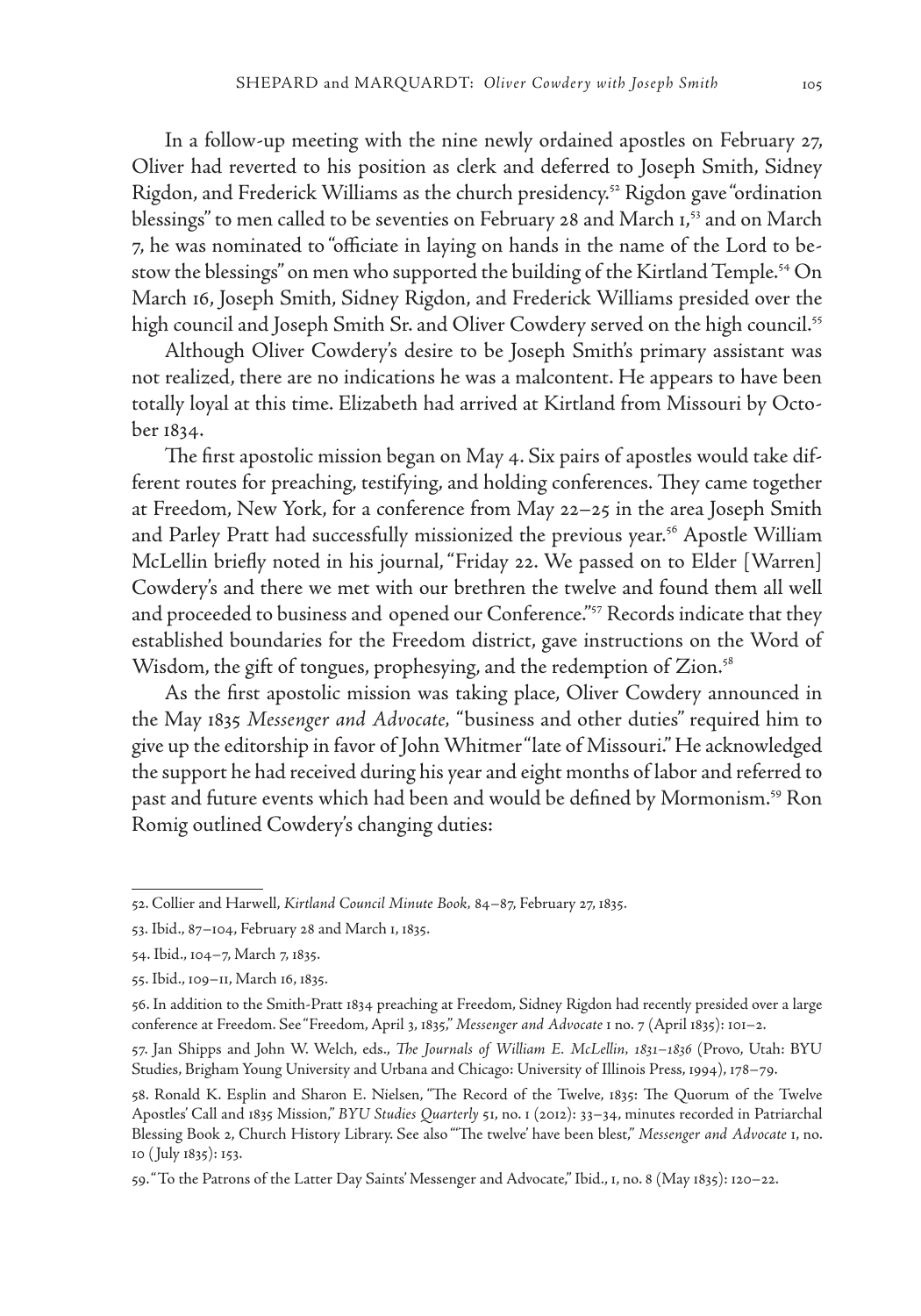In a follow-up meeting with the nine newly ordained apostles on February 27, Oliver had reverted to his position as clerk and deferred to Joseph Smith, Sidney Rigdon, and Frederick Williams as the church presidency.[52] Rigdon gave "ordination blessings" to men called to be seventies on February 28 and March 1,[53] and on March 7, he was nominated to "officiate in laying on hands in the name of the Lord to bestow the blessings" on men who supported the building of the Kirtland Temple.[54] On March 16, Joseph Smith, Sidney Rigdon, and Frederick Williams presided over the high council and Joseph Smith Sr. and Oliver Cowdery served on the high council.[55]

Although Oliver Cowdery's desire to be Joseph Smith's primary assistant was not realized, there are no indications he was a malcontent. He appears to have been totally loyal at this time. Elizabeth had arrived at Kirtland from Missouri by October 1834.

The first apostolic mission began on May 4. Six pairs of apostles would take different routes for preaching, testifying, and holding conferences. They came together at Freedom, New York, for a conference from May 22–25 in the area Joseph Smith and Parley Pratt had successfully missionized the previous year.[56] Apostle William McLellin briefly noted in his journal, "Friday 22. We passed on to Elder [Warren] Cowdery's and there we met with our brethren the twelve and found them all well and proceeded to business and opened our Conference."[57] Records indicate that they established boundaries for the Freedom district, gave instructions on the Word of Wisdom, the gift of tongues, prophesying, and the redemption of Zion.[58]

As the first apostolic mission was taking place, Oliver Cowdery announced in the May 1835 *Messenger and Advocate,* "business and other duties" required him to give up the editorship in favor of John Whitmer "late of Missouri." He acknowledged the support he had received during his year and eight months of labor and referred to past and future events which had been and would be defined by Mormonism.[59] Ron Romig outlined Cowdery's changing duties:

---

52. Collier and Harwell, *Kirtland Council Minute Book,* 84–87, February 27, 1835.

53. Ibid., 87–104, February 28 and March 1, 1835.

54. Ibid., 104–7, March 7, 1835.

55. Ibid., 109–11, March 16, 1835.

56. In addition to the Smith-Pratt 1834 preaching at Freedom, Sidney Rigdon had recently presided over a large conference at Freedom. See "Freedom, April 3, 1835," *Messenger and Advocate* 1 no. 7 (April 1835): 101–2.

57. Jan Shipps and John W. Welch, eds., *The Journals of William E. McLellin, 1831–1836* (Provo, Utah: BYU Studies, Brigham Young University and Urbana and Chicago: University of Illinois Press, 1994), 178–79.

58. Ronald K. Esplin and Sharon E. Nielsen, "The Record of the Twelve, 1835: The Quorum of the Twelve Apostles' Call and 1835 Mission," *BYU Studies Quarterly* 51, no. 1 (2012): 33–34, minutes recorded in Patriarchal Blessing Book 2, Church History Library. See also "'The twelve' have been blest," *Messenger and Advocate* 1, no. 10 (July 1835): 153.

59. "To the Patrons of the Latter Day Saints' Messenger and Advocate," Ibid., 1, no. 8 (May 1835): 120–22.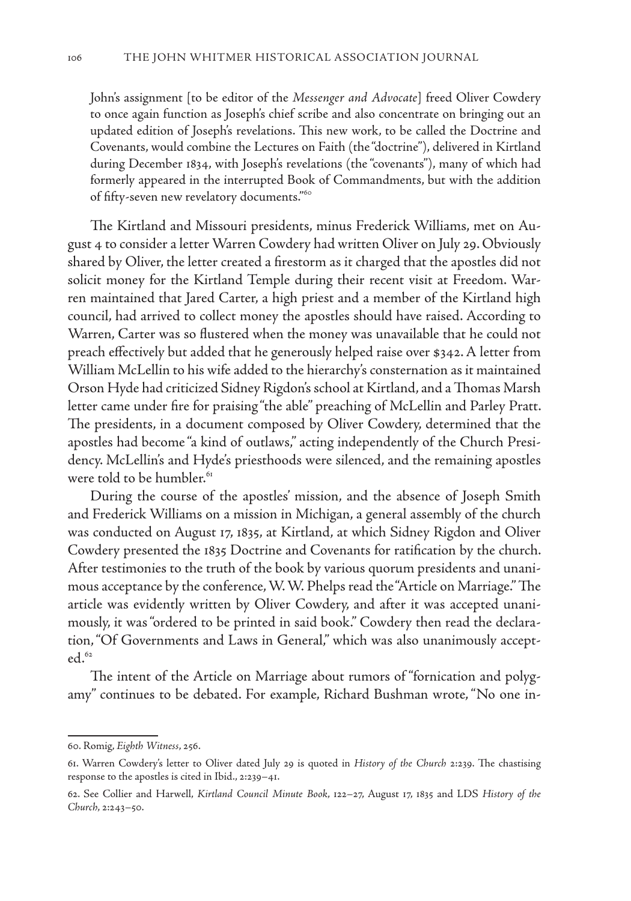John's assignment [to be editor of the *Messenger and Advocate*] freed Oliver Cowdery to once again function as Joseph's chief scribe and also concentrate on bringing out an updated edition of Joseph's revelations. This new work, to be called the Doctrine and Covenants, would combine the Lectures on Faith (the "doctrine"), delivered in Kirtland during December 1834, with Joseph's revelations (the "covenants"), many of which had formerly appeared in the interrupted Book of Commandments, but with the addition of fifty-seven new revelatory documents."[60]

The Kirtland and Missouri presidents, minus Frederick Williams, met on August 4 to consider a letter Warren Cowdery had written Oliver on July 29. Obviously shared by Oliver, the letter created a firestorm as it charged that the apostles did not solicit money for the Kirtland Temple during their recent visit at Freedom. Warren maintained that Jared Carter, a high priest and a member of the Kirtland high council, had arrived to collect money the apostles should have raised. According to Warren, Carter was so flustered when the money was unavailable that he could not preach effectively but added that he generously helped raise over $342. A letter from William McLellin to his wife added to the hierarchy's consternation as it maintained Orson Hyde had criticized Sidney Rigdon's school at Kirtland, and a Thomas Marsh letter came under fire for praising "the able" preaching of McLellin and Parley Pratt. The presidents, in a document composed by Oliver Cowdery, determined that the apostles had become "a kind of outlaws," acting independently of the Church Presidency. McLellin's and Hyde's priesthoods were silenced, and the remaining apostles were told to be humbler.[61]

During the course of the apostles' mission, and the absence of Joseph Smith and Frederick Williams on a mission in Michigan, a general assembly of the church was conducted on August 17, 1835, at Kirtland, at which Sidney Rigdon and Oliver Cowdery presented the 1835 Doctrine and Covenants for ratification by the church. After testimonies to the truth of the book by various quorum presidents and unanimous acceptance by the conference, W. W. Phelps read the "Article on Marriage." The article was evidently written by Oliver Cowdery, and after it was accepted unanimously, it was "ordered to be printed in said book." Cowdery then read the declaration, "Of Governments and Laws in General," which was also unanimously accepted.[62]

The intent of the Article on Marriage about rumors of "fornication and polygamy" continues to be debated. For example, Richard Bushman wrote, "No one in-

---

60. Romig, *Eighth Witness*, 256.

61. Warren Cowdery's letter to Oliver dated July 29 is quoted in *History of the Church* 2:239. The chastising response to the apostles is cited in Ibid., 2:239–41.

62. See Collier and Harwell, *Kirtland Council Minute Book*, 122–27, August 17, 1835 and LDS *History of the Church*, 2:243–50.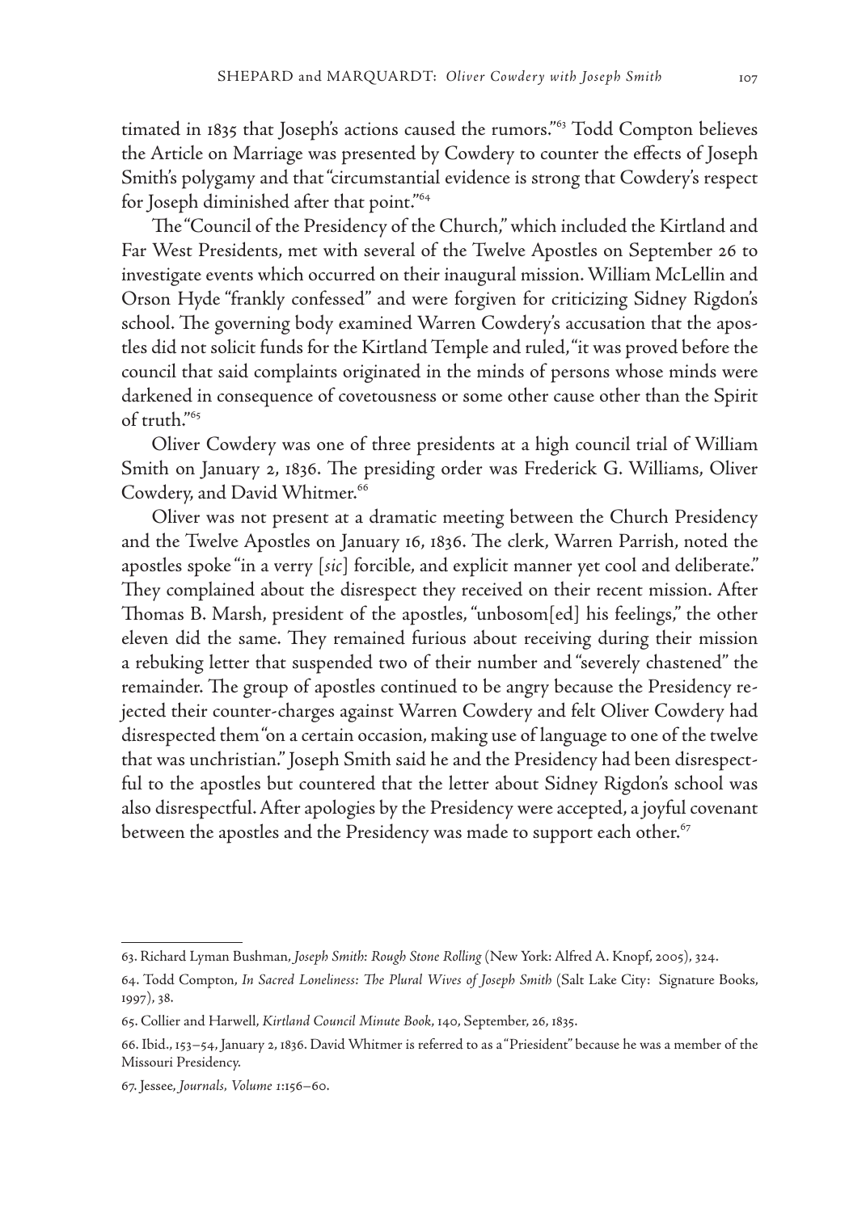timated in 1835 that Joseph's actions caused the rumors."[63] Todd Compton believes the Article on Marriage was presented by Cowdery to counter the effects of Joseph Smith's polygamy and that "circumstantial evidence is strong that Cowdery's respect for Joseph diminished after that point."[64]

The "Council of the Presidency of the Church," which included the Kirtland and Far West Presidents, met with several of the Twelve Apostles on September 26 to investigate events which occurred on their inaugural mission. William McLellin and Orson Hyde "frankly confessed" and were forgiven for criticizing Sidney Rigdon's school. The governing body examined Warren Cowdery's accusation that the apostles did not solicit funds for the Kirtland Temple and ruled, "it was proved before the council that said complaints originated in the minds of persons whose minds were darkened in consequence of covetousness or some other cause other than the Spirit of truth."[65]

Oliver Cowdery was one of three presidents at a high council trial of William Smith on January 2, 1836. The presiding order was Frederick G. Williams, Oliver Cowdery, and David Whitmer.[66]

Oliver was not present at a dramatic meeting between the Church Presidency and the Twelve Apostles on January 16, 1836. The clerk, Warren Parrish, noted the apostles spoke "in a verry [*sic*] forcible, and explicit manner yet cool and deliberate." They complained about the disrespect they received on their recent mission. After Thomas B. Marsh, president of the apostles, "unbosom[ed] his feelings," the other eleven did the same. They remained furious about receiving during their mission a rebuking letter that suspended two of their number and "severely chastened" the remainder. The group of apostles continued to be angry because the Presidency rejected their counter-charges against Warren Cowdery and felt Oliver Cowdery had disrespected them "on a certain occasion, making use of language to one of the twelve that was unchristian." Joseph Smith said he and the Presidency had been disrespectful to the apostles but countered that the letter about Sidney Rigdon's school was also disrespectful. After apologies by the Presidency were accepted, a joyful covenant between the apostles and the Presidency was made to support each other.[67]

---

63. Richard Lyman Bushman, *Joseph Smith: Rough Stone Rolling* (New York: Alfred A. Knopf, 2005), 324.

64. Todd Compton, *In Sacred Loneliness: The Plural Wives of Joseph Smith* (Salt Lake City: Signature Books, 1997), 38.

65. Collier and Harwell, *Kirtland Council Minute Book*, 140, September, 26, 1835.

66. Ibid., 153–54, January 2, 1836. David Whitmer is referred to as a "Priesident" because he was a member of the Missouri Presidency.

67. Jessee, *Journals, Volume 1*:156–60.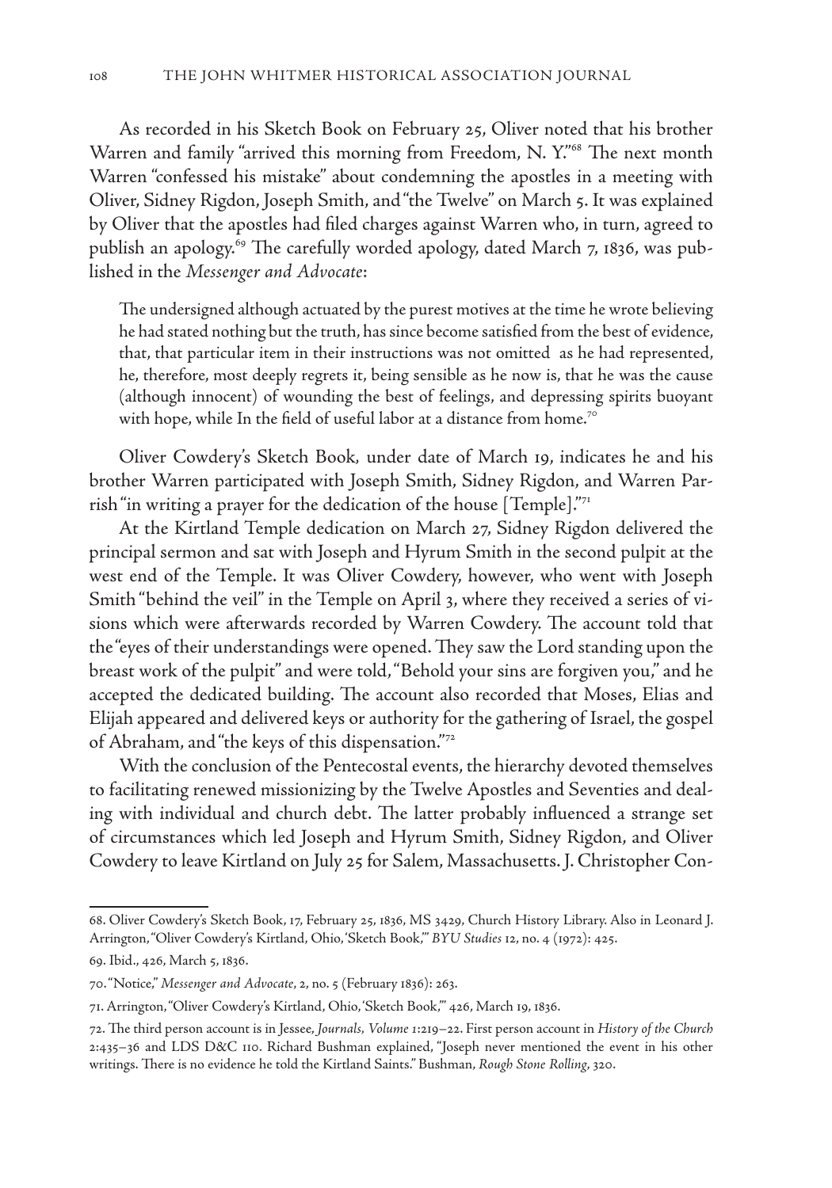As recorded in his Sketch Book on February 25, Oliver noted that his brother Warren and family "arrived this morning from Freedom, N. Y."[68] The next month Warren "confessed his mistake" about condemning the apostles in a meeting with Oliver, Sidney Rigdon, Joseph Smith, and "the Twelve" on March 5. It was explained by Oliver that the apostles had filed charges against Warren who, in turn, agreed to publish an apology.[69] The carefully worded apology, dated March 7, 1836, was published in the *Messenger and Advocate*:

> The undersigned although actuated by the purest motives at the time he wrote believing he had stated nothing but the truth, has since become satisfied from the best of evidence, that, that particular item in their instructions was not omitted as he had represented, he, therefore, most deeply regrets it, being sensible as he now is, that he was the cause (although innocent) of wounding the best of feelings, and depressing spirits buoyant with hope, while In the field of useful labor at a distance from home.[70]

Oliver Cowdery's Sketch Book, under date of March 19, indicates he and his brother Warren participated with Joseph Smith, Sidney Rigdon, and Warren Parrish "in writing a prayer for the dedication of the house [Temple]."[71]

At the Kirtland Temple dedication on March 27, Sidney Rigdon delivered the principal sermon and sat with Joseph and Hyrum Smith in the second pulpit at the west end of the Temple. It was Oliver Cowdery, however, who went with Joseph Smith "behind the veil" in the Temple on April 3, where they received a series of visions which were afterwards recorded by Warren Cowdery. The account told that the "eyes of their understandings were opened. They saw the Lord standing upon the breast work of the pulpit" and were told, "Behold your sins are forgiven you," and he accepted the dedicated building. The account also recorded that Moses, Elias and Elijah appeared and delivered keys or authority for the gathering of Israel, the gospel of Abraham, and "the keys of this dispensation."[72]

With the conclusion of the Pentecostal events, the hierarchy devoted themselves to facilitating renewed missionizing by the Twelve Apostles and Seventies and dealing with individual and church debt. The latter probably influenced a strange set of circumstances which led Joseph and Hyrum Smith, Sidney Rigdon, and Oliver Cowdery to leave Kirtland on July 25 for Salem, Massachusetts. J. Christopher Con-

---

68. Oliver Cowdery's Sketch Book, 17, February 25, 1836, MS 3429, Church History Library. Also in Leonard J. Arrington, "Oliver Cowdery's Kirtland, Ohio, 'Sketch Book,'" *BYU Studies* 12, no. 4 (1972): 425.

69. Ibid., 426, March 5, 1836.

70. "Notice," *Messenger and Advocate*, 2, no. 5 (February 1836): 263.

71. Arrington, "Oliver Cowdery's Kirtland, Ohio, 'Sketch Book,'" 426, March 19, 1836.

72. The third person account is in Jessee, *Journals, Volume* 1:219–22. First person account in *History of the Church* 2:435–36 and LDS D&C 110. Richard Bushman explained, "Joseph never mentioned the event in his other writings. There is no evidence he told the Kirtland Saints." Bushman, *Rough Stone Rolling*, 320.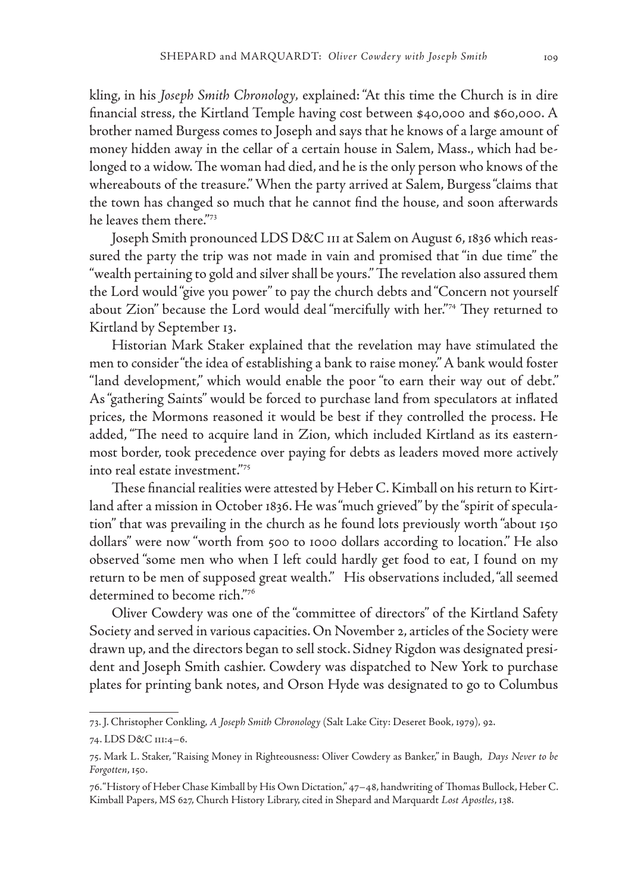kling, in his *Joseph Smith Chronology,* explained: "At this time the Church is in dire financial stress, the Kirtland Temple having cost between $40,000 and $60,000. A brother named Burgess comes to Joseph and says that he knows of a large amount of money hidden away in the cellar of a certain house in Salem, Mass., which had belonged to a widow. The woman had died, and he is the only person who knows of the whereabouts of the treasure." When the party arrived at Salem, Burgess "claims that the town has changed so much that he cannot find the house, and soon afterwards he leaves them there."[73]

Joseph Smith pronounced LDS D&C 111 at Salem on August 6, 1836 which reassured the party the trip was not made in vain and promised that "in due time" the "wealth pertaining to gold and silver shall be yours." The revelation also assured them the Lord would "give you power" to pay the church debts and "Concern not yourself about Zion" because the Lord would deal "mercifully with her."[74] They returned to Kirtland by September 13.

Historian Mark Staker explained that the revelation may have stimulated the men to consider "the idea of establishing a bank to raise money." A bank would foster "land development," which would enable the poor "to earn their way out of debt." As "gathering Saints" would be forced to purchase land from speculators at inflated prices, the Mormons reasoned it would be best if they controlled the process. He added, "The need to acquire land in Zion, which included Kirtland as its easternmost border, took precedence over paying for debts as leaders moved more actively into real estate investment."[75]

These financial realities were attested by Heber C. Kimball on his return to Kirtland after a mission in October 1836. He was "much grieved" by the "spirit of speculation" that was prevailing in the church as he found lots previously worth "about 150 dollars" were now "worth from 500 to 1000 dollars according to location." He also observed "some men who when I left could hardly get food to eat, I found on my return to be men of supposed great wealth." His observations included, "all seemed determined to become rich."[76]

Oliver Cowdery was one of the "committee of directors" of the Kirtland Safety Society and served in various capacities. On November 2, articles of the Society were drawn up, and the directors began to sell stock. Sidney Rigdon was designated president and Joseph Smith cashier. Cowdery was dispatched to New York to purchase plates for printing bank notes, and Orson Hyde was designated to go to Columbus

---

73. J. Christopher Conkling, *A Joseph Smith Chronology* (Salt Lake City: Deseret Book, 1979), 92.

74. LDS D&C 111:4–6.

75. Mark L. Staker, "Raising Money in Righteousness: Oliver Cowdery as Banker," in Baugh, *Days Never to be Forgotten*, 150.

76. "History of Heber Chase Kimball by His Own Dictation," 47–48, handwriting of Thomas Bullock, Heber C. Kimball Papers, MS 627, Church History Library, cited in Shepard and Marquardt *Lost Apostles*, 138.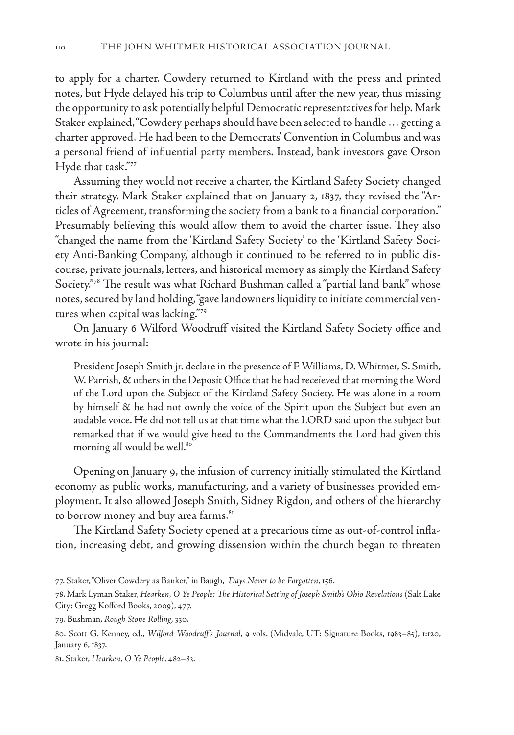to apply for a charter. Cowdery returned to Kirtland with the press and printed notes, but Hyde delayed his trip to Columbus until after the new year, thus missing the opportunity to ask potentially helpful Democratic representatives for help. Mark Staker explained, "Cowdery perhaps should have been selected to handle … getting a charter approved. He had been to the Democrats' Convention in Columbus and was a personal friend of influential party members. Instead, bank investors gave Orson Hyde that task."[77]

Assuming they would not receive a charter, the Kirtland Safety Society changed their strategy. Mark Staker explained that on January 2, 1837, they revised the "Articles of Agreement, transforming the society from a bank to a financial corporation." Presumably believing this would allow them to avoid the charter issue. They also "changed the name from the 'Kirtland Safety Society' to the 'Kirtland Safety Society Anti-Banking Company,' although it continued to be referred to in public discourse, private journals, letters, and historical memory as simply the Kirtland Safety Society."[78] The result was what Richard Bushman called a "partial land bank" whose notes, secured by land holding, "gave landowners liquidity to initiate commercial ventures when capital was lacking."[79]

On January 6 Wilford Woodruff visited the Kirtland Safety Society office and wrote in his journal:

> President Joseph Smith jr. declare in the presence of F Williams, D. Whitmer, S. Smith, W. Parrish, & others in the Deposit Office that he had receieved that morning the Word of the Lord upon the Subject of the Kirtland Safety Society. He was alone in a room by himself & he had not ownly the voice of the Spirit upon the Subject but even an audable voice. He did not tell us at that time what the LORD said upon the subject but remarked that if we would give heed to the Commandments the Lord had given this morning all would be well.[80]

Opening on January 9, the infusion of currency initially stimulated the Kirtland economy as public works, manufacturing, and a variety of businesses provided employment. It also allowed Joseph Smith, Sidney Rigdon, and others of the hierarchy to borrow money and buy area farms.[81]

The Kirtland Safety Society opened at a precarious time as out-of-control inflation, increasing debt, and growing dissension within the church began to threaten

---

77. Staker, "Oliver Cowdery as Banker," in Baugh, *Days Never to be Forgotten*, 156.

78. Mark Lyman Staker, *Hearken, O Ye People: The Historical Setting of Joseph Smith's Ohio Revelations* (Salt Lake City: Gregg Kofford Books, 2009), 477.

79. Bushman, *Rough Stone Rolling*, 330.

80. Scott G. Kenney, ed., *Wilford Woodruff's Journal*, 9 vols. (Midvale, UT: Signature Books, 1983–85), 1:120, January 6, 1837.

81. Staker, *Hearken, O Ye People*, 482–83.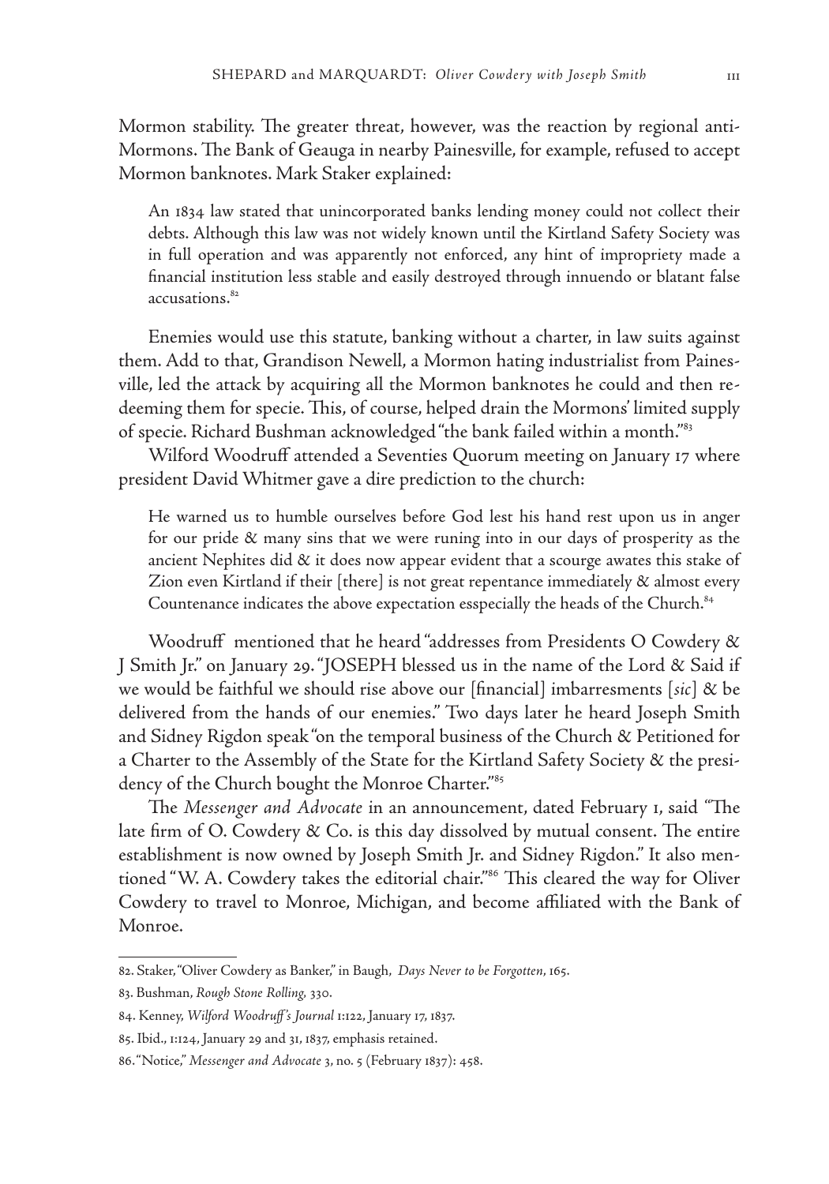Mormon stability. The greater threat, however, was the reaction by regional anti-Mormons. The Bank of Geauga in nearby Painesville, for example, refused to accept Mormon banknotes. Mark Staker explained:

> An 1834 law stated that unincorporated banks lending money could not collect their debts. Although this law was not widely known until the Kirtland Safety Society was in full operation and was apparently not enforced, any hint of impropriety made a financial institution less stable and easily destroyed through innuendo or blatant false accusations.[82]

Enemies would use this statute, banking without a charter, in law suits against them. Add to that, Grandison Newell, a Mormon hating industrialist from Painesville, led the attack by acquiring all the Mormon banknotes he could and then redeeming them for specie. This, of course, helped drain the Mormons' limited supply of specie. Richard Bushman acknowledged "the bank failed within a month."[83]

Wilford Woodruff attended a Seventies Quorum meeting on January 17 where president David Whitmer gave a dire prediction to the church:

> He warned us to humble ourselves before God lest his hand rest upon us in anger for our pride & many sins that we were runing into in our days of prosperity as the ancient Nephites did & it does now appear evident that a scourge awates this stake of Zion even Kirtland if their [there] is not great repentance immediately & almost every Countenance indicates the above expectation esspecially the heads of the Church.[84]

Woodruff mentioned that he heard "addresses from Presidents O Cowdery & J Smith Jr." on January 29. "JOSEPH blessed us in the name of the Lord & Said if we would be faithful we should rise above our [financial] imbarresments [*sic*] & be delivered from the hands of our enemies." Two days later he heard Joseph Smith and Sidney Rigdon speak "on the temporal business of the Church & Petitioned for a Charter to the Assembly of the State for the Kirtland Safety Society & the presidency of the Church bought the Monroe Charter."[85]

The *Messenger and Advocate* in an announcement, dated February 1, said "The late firm of O. Cowdery & Co. is this day dissolved by mutual consent. The entire establishment is now owned by Joseph Smith Jr. and Sidney Rigdon." It also mentioned "W. A. Cowdery takes the editorial chair."[86] This cleared the way for Oliver Cowdery to travel to Monroe, Michigan, and become affiliated with the Bank of Monroe.

---

82. Staker, "Oliver Cowdery as Banker," in Baugh, *Days Never to be Forgotten*, 165.

83. Bushman, *Rough Stone Rolling,* 330.

84. Kenney, *Wilford Woodruff's Journal* 1:122, January 17, 1837.

85. Ibid., 1:124, January 29 and 31, 1837, emphasis retained.

86. "Notice," *Messenger and Advocate* 3, no. 5 (February 1837): 458.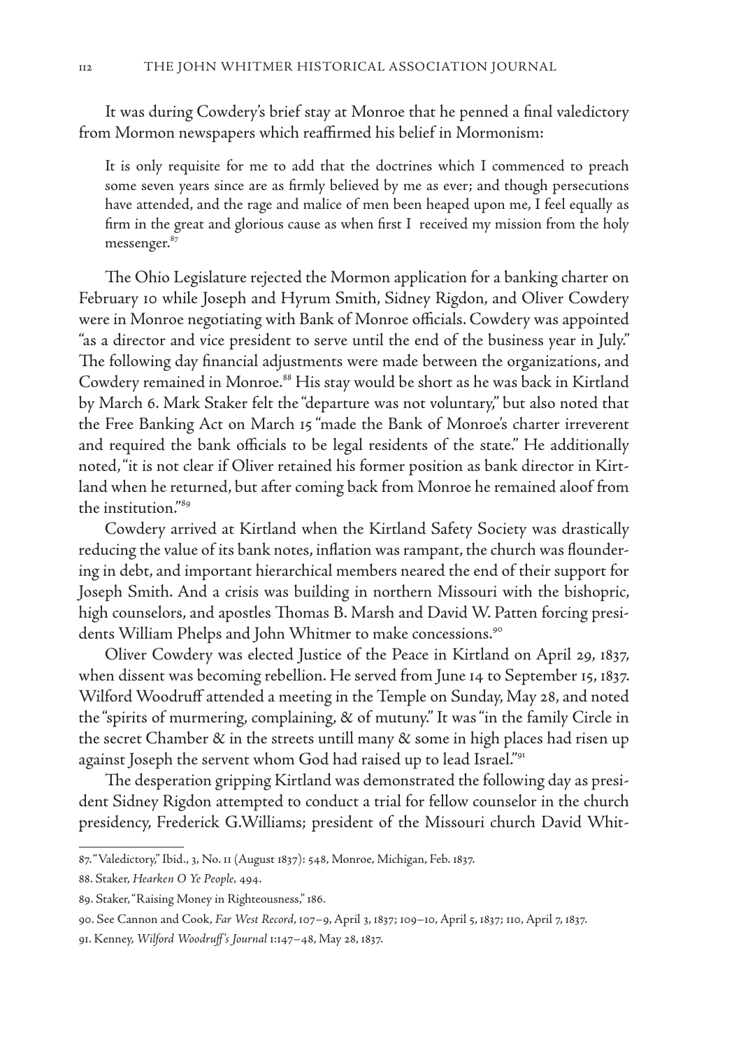It was during Cowdery's brief stay at Monroe that he penned a final valedictory from Mormon newspapers which reaffirmed his belief in Mormonism:

> It is only requisite for me to add that the doctrines which I commenced to preach some seven years since are as firmly believed by me as ever; and though persecutions have attended, and the rage and malice of men been heaped upon me, I feel equally as firm in the great and glorious cause as when first I received my mission from the holy messenger.[87]

The Ohio Legislature rejected the Mormon application for a banking charter on February 10 while Joseph and Hyrum Smith, Sidney Rigdon, and Oliver Cowdery were in Monroe negotiating with Bank of Monroe officials. Cowdery was appointed "as a director and vice president to serve until the end of the business year in July." The following day financial adjustments were made between the organizations, and Cowdery remained in Monroe.[88] His stay would be short as he was back in Kirtland by March 6. Mark Staker felt the "departure was not voluntary," but also noted that the Free Banking Act on March 15 "made the Bank of Monroe's charter irreverent and required the bank officials to be legal residents of the state." He additionally noted, "it is not clear if Oliver retained his former position as bank director in Kirtland when he returned, but after coming back from Monroe he remained aloof from the institution."[89]

Cowdery arrived at Kirtland when the Kirtland Safety Society was drastically reducing the value of its bank notes, inflation was rampant, the church was floundering in debt, and important hierarchical members neared the end of their support for Joseph Smith. And a crisis was building in northern Missouri with the bishopric, high counselors, and apostles Thomas B. Marsh and David W. Patten forcing presidents William Phelps and John Whitmer to make concessions.[90]

Oliver Cowdery was elected Justice of the Peace in Kirtland on April 29, 1837, when dissent was becoming rebellion. He served from June 14 to September 15, 1837. Wilford Woodruff attended a meeting in the Temple on Sunday, May 28, and noted the "spirits of murmering, complaining, & of mutuny." It was "in the family Circle in the secret Chamber & in the streets untill many & some in high places had risen up against Joseph the servent whom God had raised up to lead Israel."[91]

The desperation gripping Kirtland was demonstrated the following day as president Sidney Rigdon attempted to conduct a trial for fellow counselor in the church presidency, Frederick G.Williams; president of the Missouri church David Whit-

---

87. "Valedictory," Ibid., 3, No. 11 (August 1837): 548, Monroe, Michigan, Feb. 1837.

88. Staker, *Hearken O Ye People,* 494.

89. Staker, "Raising Money in Righteousness," 186.

90. See Cannon and Cook, *Far West Record*, 107–9, April 3, 1837; 109–10, April 5, 1837; 110, April 7, 1837.

91. Kenney, *Wilford Woodruff's Journal* 1:147–48, May 28, 1837.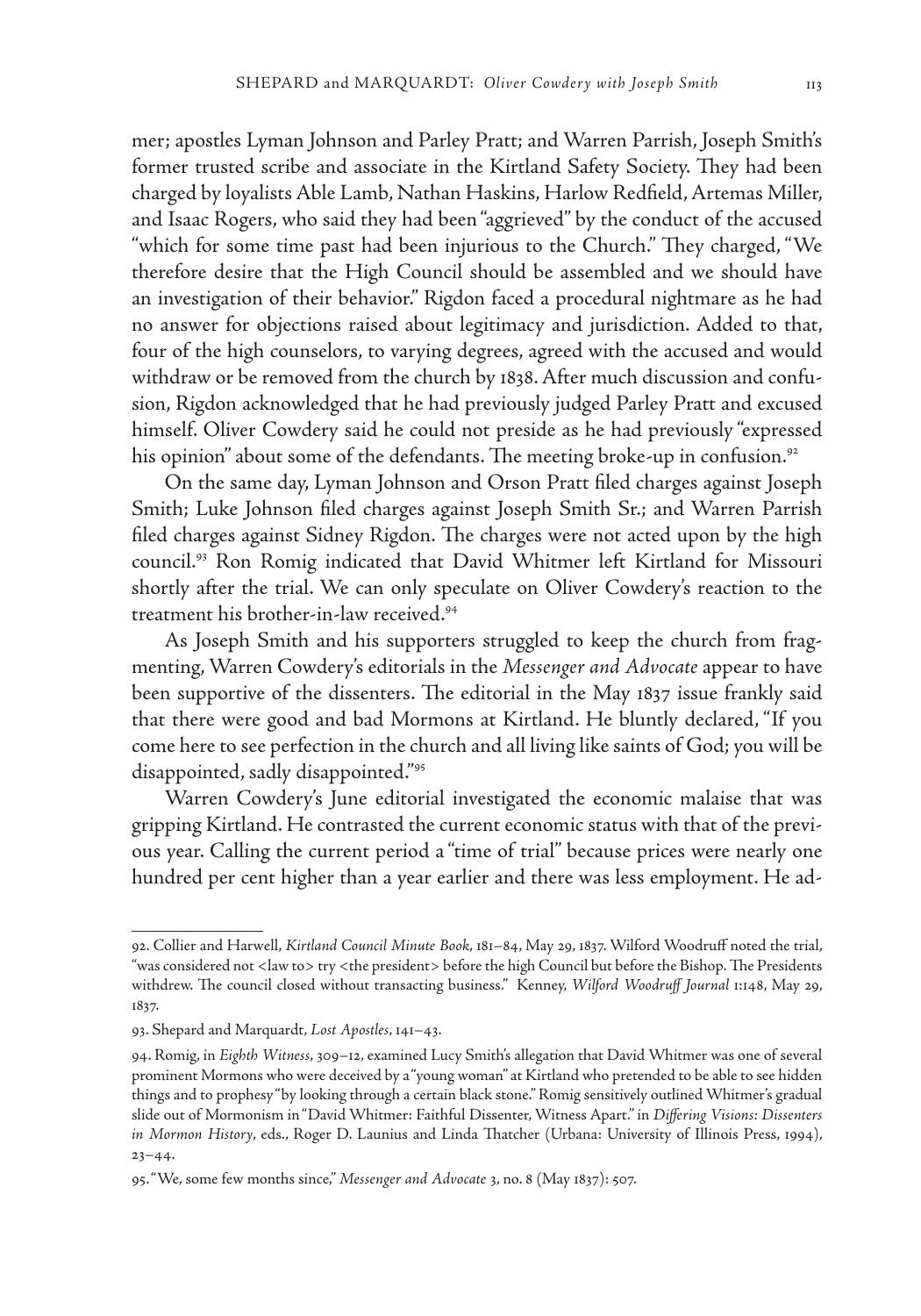mer; apostles Lyman Johnson and Parley Pratt; and Warren Parrish, Joseph Smith's former trusted scribe and associate in the Kirtland Safety Society. They had been charged by loyalists Able Lamb, Nathan Haskins, Harlow Redfield, Artemas Miller, and Isaac Rogers, who said they had been "aggrieved" by the conduct of the accused "which for some time past had been injurious to the Church." They charged, "We therefore desire that the High Council should be assembled and we should have an investigation of their behavior." Rigdon faced a procedural nightmare as he had no answer for objections raised about legitimacy and jurisdiction. Added to that, four of the high counselors, to varying degrees, agreed with the accused and would withdraw or be removed from the church by 1838. After much discussion and confusion, Rigdon acknowledged that he had previously judged Parley Pratt and excused himself. Oliver Cowdery said he could not preside as he had previously "expressed his opinion" about some of the defendants. The meeting broke-up in confusion.[92]

On the same day, Lyman Johnson and Orson Pratt filed charges against Joseph Smith; Luke Johnson filed charges against Joseph Smith Sr.; and Warren Parrish filed charges against Sidney Rigdon. The charges were not acted upon by the high council.[93] Ron Romig indicated that David Whitmer left Kirtland for Missouri shortly after the trial. We can only speculate on Oliver Cowdery's reaction to the treatment his brother-in-law received.[94]

As Joseph Smith and his supporters struggled to keep the church from fragmenting, Warren Cowdery's editorials in the *Messenger and Advocate* appear to have been supportive of the dissenters. The editorial in the May 1837 issue frankly said that there were good and bad Mormons at Kirtland. He bluntly declared, "If you come here to see perfection in the church and all living like saints of God; you will be disappointed, sadly disappointed."[95]

Warren Cowdery's June editorial investigated the economic malaise that was gripping Kirtland. He contrasted the current economic status with that of the previous year. Calling the current period a "time of trial" because prices were nearly one hundred per cent higher than a year earlier and there was less employment. He ad-

---

92. Collier and Harwell, *Kirtland Council Minute Book*, 181–84, May 29, 1837. Wilford Woodruff noted the trial, "was considered not <law to> try <the president> before the high Council but before the Bishop. The Presidents withdrew. The council closed without transacting business." Kenney, *Wilford Woodruff Journal* 1:148, May 29, 1837.

93. Shepard and Marquardt, *Lost Apostles*, 141–43.

94. Romig, in *Eighth Witness*, 309–12, examined Lucy Smith's allegation that David Whitmer was one of several prominent Mormons who were deceived by a "young woman" at Kirtland who pretended to be able to see hidden things and to prophesy "by looking through a certain black stone." Romig sensitively outlined Whitmer's gradual slide out of Mormonism in "David Whitmer: Faithful Dissenter, Witness Apart." in *Differing Visions: Dissenters in Mormon History*, eds., Roger D. Launius and Linda Thatcher (Urbana: University of Illinois Press, 1994), 23–44.

95. "We, some few months since," *Messenger and Advocate* 3, no. 8 (May 1837): 507.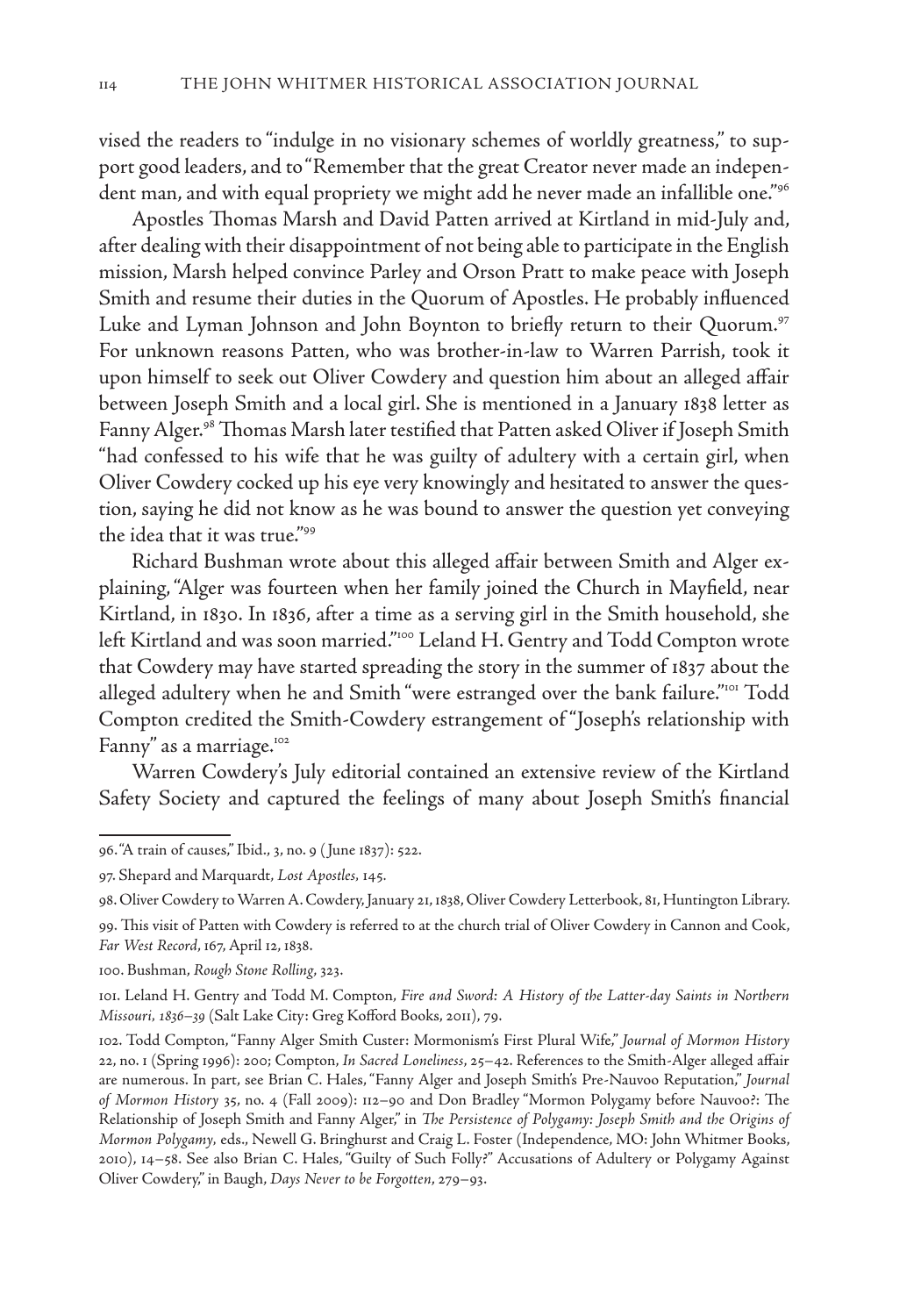vised the readers to "indulge in no visionary schemes of worldly greatness," to support good leaders, and to "Remember that the great Creator never made an independent man, and with equal propriety we might add he never made an infallible one."[96]

Apostles Thomas Marsh and David Patten arrived at Kirtland in mid-July and, after dealing with their disappointment of not being able to participate in the English mission, Marsh helped convince Parley and Orson Pratt to make peace with Joseph Smith and resume their duties in the Quorum of Apostles. He probably influenced Luke and Lyman Johnson and John Boynton to briefly return to their Quorum.[97] For unknown reasons Patten, who was brother-in-law to Warren Parrish, took it upon himself to seek out Oliver Cowdery and question him about an alleged affair between Joseph Smith and a local girl. She is mentioned in a January 1838 letter as Fanny Alger.[98] Thomas Marsh later testified that Patten asked Oliver if Joseph Smith "had confessed to his wife that he was guilty of adultery with a certain girl, when Oliver Cowdery cocked up his eye very knowingly and hesitated to answer the question, saying he did not know as he was bound to answer the question yet conveying the idea that it was true."[99]

Richard Bushman wrote about this alleged affair between Smith and Alger explaining, "Alger was fourteen when her family joined the Church in Mayfield, near Kirtland, in 1830. In 1836, after a time as a serving girl in the Smith household, she left Kirtland and was soon married."[100] Leland H. Gentry and Todd Compton wrote that Cowdery may have started spreading the story in the summer of 1837 about the alleged adultery when he and Smith "were estranged over the bank failure."[101] Todd Compton credited the Smith-Cowdery estrangement of "Joseph's relationship with Fanny" as a marriage.[102]

Warren Cowdery's July editorial contained an extensive review of the Kirtland Safety Society and captured the feelings of many about Joseph Smith's financial

---

96. "A train of causes," Ibid., 3, no. 9 (June 1837): 522.

97. Shepard and Marquardt, *Lost Apostles*, 145.

98. Oliver Cowdery to Warren A. Cowdery, January 21, 1838, Oliver Cowdery Letterbook, 81, Huntington Library.

99. This visit of Patten with Cowdery is referred to at the church trial of Oliver Cowdery in Cannon and Cook, *Far West Record*, 167, April 12, 1838.

100. Bushman, *Rough Stone Rolling*, 323.

101. Leland H. Gentry and Todd M. Compton, *Fire and Sword: A History of the Latter-day Saints in Northern Missouri, 1836–39* (Salt Lake City: Greg Kofford Books, 2011), 79.

102. Todd Compton, "Fanny Alger Smith Custer: Mormonism's First Plural Wife," *Journal of Mormon History* 22, no. 1 (Spring 1996): 200; Compton, *In Sacred Loneliness*, 25–42. References to the Smith-Alger alleged affair are numerous. In part, see Brian C. Hales, "Fanny Alger and Joseph Smith's Pre-Nauvoo Reputation," *Journal of Mormon History* 35, no. 4 (Fall 2009): 112–90 and Don Bradley "Mormon Polygamy before Nauvoo?: The Relationship of Joseph Smith and Fanny Alger," in *The Persistence of Polygamy: Joseph Smith and the Origins of Mormon Polygamy*, eds., Newell G. Bringhurst and Craig L. Foster (Independence, MO: John Whitmer Books, 2010), 14–58. See also Brian C. Hales, "Guilty of Such Folly?" Accusations of Adultery or Polygamy Against Oliver Cowdery," in Baugh, *Days Never to be Forgotten*, 279–93.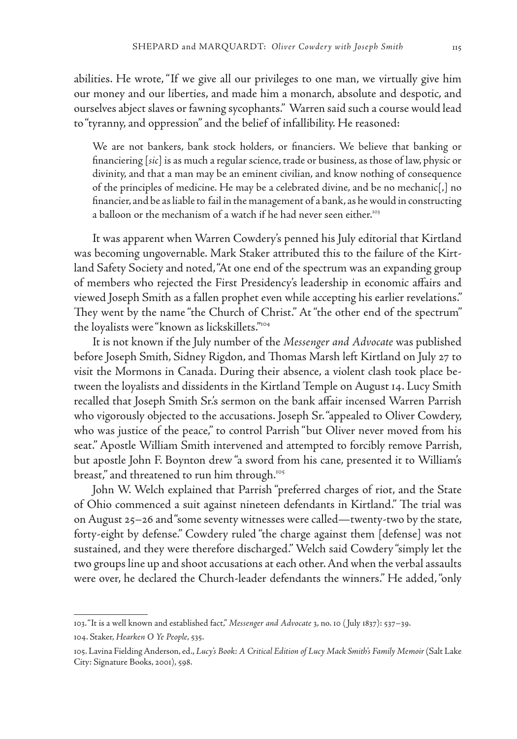abilities. He wrote, "If we give all our privileges to one man, we virtually give him our money and our liberties, and made him a monarch, absolute and despotic, and ourselves abject slaves or fawning sycophants." Warren said such a course would lead to "tyranny, and oppression" and the belief of infallibility. He reasoned:

> We are not bankers, bank stock holders, or financiers. We believe that banking or financiering [*sic*] is as much a regular science, trade or business, as those of law, physic or divinity, and that a man may be an eminent civilian, and know nothing of consequence of the principles of medicine. He may be a celebrated divine, and be no mechanic[,] no financier, and be as liable to fail in the management of a bank, as he would in constructing a balloon or the mechanism of a watch if he had never seen either.[103]

It was apparent when Warren Cowdery's penned his July editorial that Kirtland was becoming ungovernable. Mark Staker attributed this to the failure of the Kirtland Safety Society and noted, "At one end of the spectrum was an expanding group of members who rejected the First Presidency's leadership in economic affairs and viewed Joseph Smith as a fallen prophet even while accepting his earlier revelations." They went by the name "the Church of Christ." At "the other end of the spectrum" the loyalists were "known as lickskillets."[104]

It is not known if the July number of the *Messenger and Advocate* was published before Joseph Smith, Sidney Rigdon, and Thomas Marsh left Kirtland on July 27 to visit the Mormons in Canada. During their absence, a violent clash took place between the loyalists and dissidents in the Kirtland Temple on August 14. Lucy Smith recalled that Joseph Smith Sr.'s sermon on the bank affair incensed Warren Parrish who vigorously objected to the accusations. Joseph Sr. "appealed to Oliver Cowdery, who was justice of the peace," to control Parrish "but Oliver never moved from his seat." Apostle William Smith intervened and attempted to forcibly remove Parrish, but apostle John F. Boynton drew "a sword from his cane, presented it to William's breast," and threatened to run him through.[105]

John W. Welch explained that Parrish "preferred charges of riot, and the State of Ohio commenced a suit against nineteen defendants in Kirtland." The trial was on August 25–26 and "some seventy witnesses were called—twenty-two by the state, forty-eight by defense." Cowdery ruled "the charge against them [defense] was not sustained, and they were therefore discharged." Welch said Cowdery "simply let the two groups line up and shoot accusations at each other. And when the verbal assaults were over, he declared the Church-leader defendants the winners." He added, "only

---

103. "It is a well known and established fact," *Messenger and Advocate* 3, no. 10 (July 1837): 537–39.

104. Staker, *Hearken O Ye People*, 535.

105. Lavina Fielding Anderson, ed., *Lucy's Book: A Critical Edition of Lucy Mack Smith's Family Memoir* (Salt Lake City: Signature Books, 2001), 598.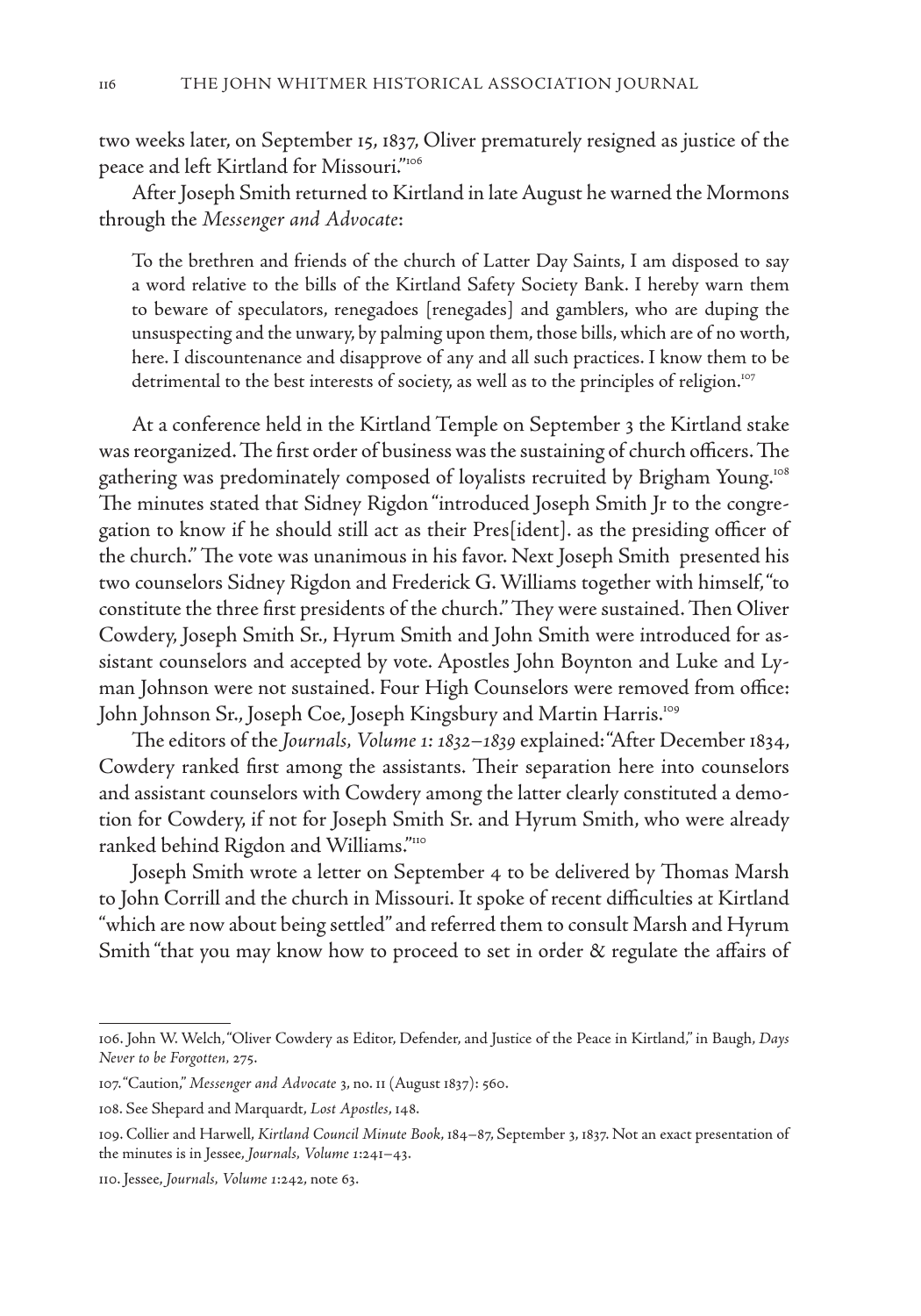two weeks later, on September 15, 1837, Oliver prematurely resigned as justice of the peace and left Kirtland for Missouri."[106]

After Joseph Smith returned to Kirtland in late August he warned the Mormons through the *Messenger and Advocate*:

> To the brethren and friends of the church of Latter Day Saints, I am disposed to say a word relative to the bills of the Kirtland Safety Society Bank. I hereby warn them to beware of speculators, renegadoes [renegades] and gamblers, who are duping the unsuspecting and the unwary, by palming upon them, those bills, which are of no worth, here. I discountenance and disapprove of any and all such practices. I know them to be detrimental to the best interests of society, as well as to the principles of religion.[107]

At a conference held in the Kirtland Temple on September 3 the Kirtland stake was reorganized. The first order of business was the sustaining of church officers. The gathering was predominately composed of loyalists recruited by Brigham Young.[108] The minutes stated that Sidney Rigdon "introduced Joseph Smith Jr to the congregation to know if he should still act as their Pres[ident]. as the presiding officer of the church." The vote was unanimous in his favor. Next Joseph Smith presented his two counselors Sidney Rigdon and Frederick G. Williams together with himself, "to constitute the three first presidents of the church." They were sustained. Then Oliver Cowdery, Joseph Smith Sr., Hyrum Smith and John Smith were introduced for assistant counselors and accepted by vote. Apostles John Boynton and Luke and Lyman Johnson were not sustained. Four High Counselors were removed from office: John Johnson Sr., Joseph Coe, Joseph Kingsbury and Martin Harris.[109]

The editors of the *Journals, Volume 1: 1832–1839* explained: "After December 1834, Cowdery ranked first among the assistants. Their separation here into counselors and assistant counselors with Cowdery among the latter clearly constituted a demotion for Cowdery, if not for Joseph Smith Sr. and Hyrum Smith, who were already ranked behind Rigdon and Williams."[110]

Joseph Smith wrote a letter on September 4 to be delivered by Thomas Marsh to John Corrill and the church in Missouri. It spoke of recent difficulties at Kirtland "which are now about being settled" and referred them to consult Marsh and Hyrum Smith "that you may know how to proceed to set in order & regulate the affairs of

---

106. John W. Welch, "Oliver Cowdery as Editor, Defender, and Justice of the Peace in Kirtland," in Baugh, *Days Never to be Forgotten*, 275.

107. "Caution," *Messenger and Advocate* 3, no. 11 (August 1837): 560.

108. See Shepard and Marquardt, *Lost Apostles*, 148.

109. Collier and Harwell, *Kirtland Council Minute Book*, 184–87, September 3, 1837. Not an exact presentation of the minutes is in Jessee, *Journals, Volume 1*:241–43.

110. Jessee, *Journals, Volume 1*:242, note 63.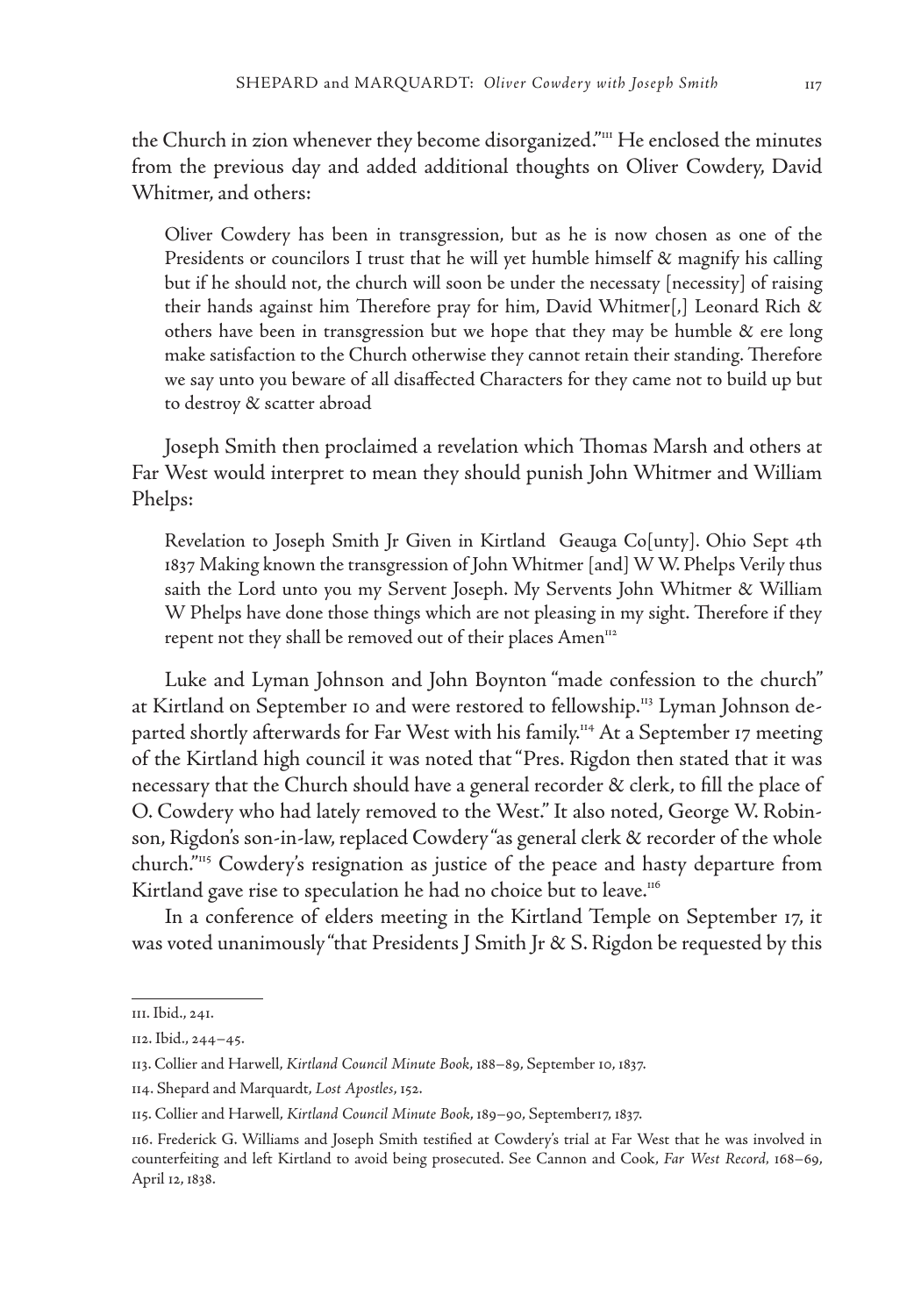the Church in zion whenever they become disorganized."[111] He enclosed the minutes from the previous day and added additional thoughts on Oliver Cowdery, David Whitmer, and others:

> Oliver Cowdery has been in transgression, but as he is now chosen as one of the Presidents or councilors I trust that he will yet humble himself & magnify his calling but if he should not, the church will soon be under the necessaty [necessity] of raising their hands against him Therefore pray for him, David Whitmer[,] Leonard Rich & others have been in transgression but we hope that they may be humble & ere long make satisfaction to the Church otherwise they cannot retain their standing. Therefore we say unto you beware of all disaffected Characters for they came not to build up but to destroy & scatter abroad

Joseph Smith then proclaimed a revelation which Thomas Marsh and others at Far West would interpret to mean they should punish John Whitmer and William Phelps:

> Revelation to Joseph Smith Jr Given in Kirtland Geauga Co[unty]. Ohio Sept 4th 1837 Making known the transgression of John Whitmer [and] W W. Phelps Verily thus saith the Lord unto you my Servent Joseph. My Servents John Whitmer & William W Phelps have done those things which are not pleasing in my sight. Therefore if they repent not they shall be removed out of their places Amen[112]

Luke and Lyman Johnson and John Boynton "made confession to the church" at Kirtland on September 10 and were restored to fellowship.[113] Lyman Johnson departed shortly afterwards for Far West with his family.[114] At a September 17 meeting of the Kirtland high council it was noted that "Pres. Rigdon then stated that it was necessary that the Church should have a general recorder & clerk, to fill the place of O. Cowdery who had lately removed to the West." It also noted, George W. Robinson, Rigdon's son-in-law, replaced Cowdery "as general clerk & recorder of the whole church."[115] Cowdery's resignation as justice of the peace and hasty departure from Kirtland gave rise to speculation he had no choice but to leave.[116]

In a conference of elders meeting in the Kirtland Temple on September 17, it was voted unanimously "that Presidents J Smith Jr & S. Rigdon be requested by this

---

111. Ibid., 241.

112. Ibid., 244–45.

113. Collier and Harwell, *Kirtland Council Minute Book*, 188–89, September 10, 1837.

114. Shepard and Marquardt, *Lost Apostles*, 152.

115. Collier and Harwell, *Kirtland Council Minute Book*, 189–90, September17, 1837.

116. Frederick G. Williams and Joseph Smith testified at Cowdery's trial at Far West that he was involved in counterfeiting and left Kirtland to avoid being prosecuted. See Cannon and Cook, *Far West Record*, 168–69, April 12, 1838.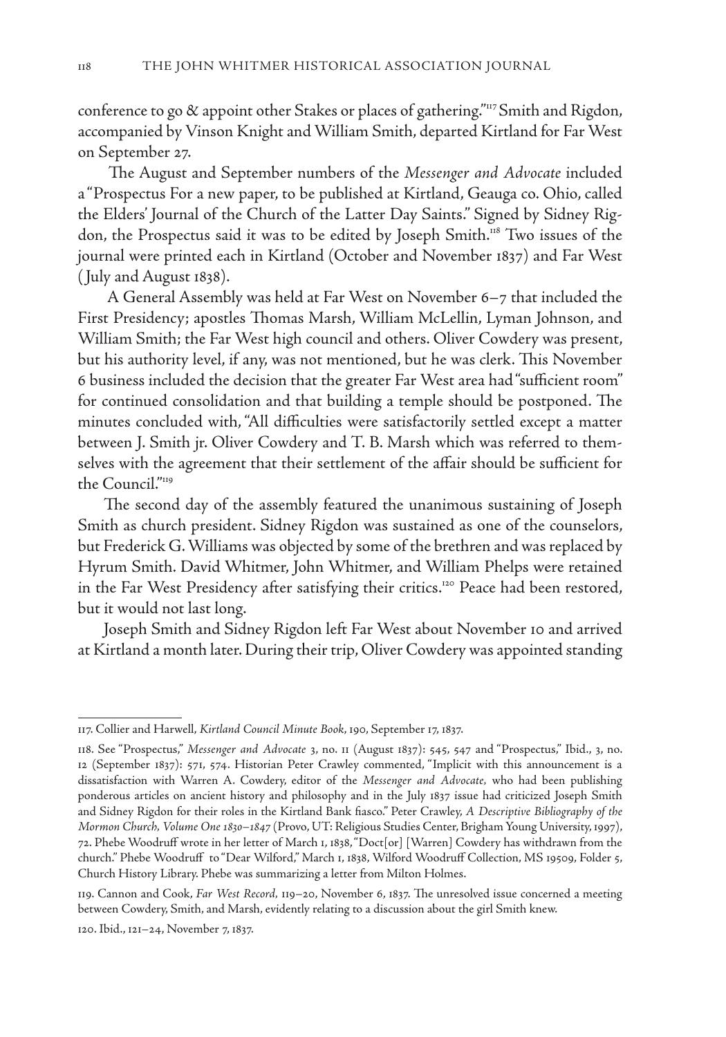conference to go & appoint other Stakes or places of gathering."[117] Smith and Rigdon, accompanied by Vinson Knight and William Smith, departed Kirtland for Far West on September 27.

The August and September numbers of the *Messenger and Advocate* included a "Prospectus For a new paper, to be published at Kirtland, Geauga co. Ohio, called the Elders' Journal of the Church of the Latter Day Saints." Signed by Sidney Rigdon, the Prospectus said it was to be edited by Joseph Smith.[118] Two issues of the journal were printed each in Kirtland (October and November 1837) and Far West (July and August 1838).

A General Assembly was held at Far West on November 6–7 that included the First Presidency; apostles Thomas Marsh, William McLellin, Lyman Johnson, and William Smith; the Far West high council and others. Oliver Cowdery was present, but his authority level, if any, was not mentioned, but he was clerk. This November 6 business included the decision that the greater Far West area had "sufficient room" for continued consolidation and that building a temple should be postponed. The minutes concluded with, "All difficulties were satisfactorily settled except a matter between J. Smith jr. Oliver Cowdery and T. B. Marsh which was referred to themselves with the agreement that their settlement of the affair should be sufficient for the Council."[119]

The second day of the assembly featured the unanimous sustaining of Joseph Smith as church president. Sidney Rigdon was sustained as one of the counselors, but Frederick G. Williams was objected by some of the brethren and was replaced by Hyrum Smith. David Whitmer, John Whitmer, and William Phelps were retained in the Far West Presidency after satisfying their critics.[120] Peace had been restored, but it would not last long.

Joseph Smith and Sidney Rigdon left Far West about November 10 and arrived at Kirtland a month later. During their trip, Oliver Cowdery was appointed standing

---

117. Collier and Harwell, *Kirtland Council Minute Book*, 190, September 17, 1837.

118. See "Prospectus," *Messenger and Advocate* 3, no. 11 (August 1837): 545, 547 and "Prospectus," Ibid., 3, no. 12 (September 1837): 571, 574. Historian Peter Crawley commented, "Implicit with this announcement is a dissatisfaction with Warren A. Cowdery, editor of the *Messenger and Advocate*, who had been publishing ponderous articles on ancient history and philosophy and in the July 1837 issue had criticized Joseph Smith and Sidney Rigdon for their roles in the Kirtland Bank fiasco." Peter Crawley, *A Descriptive Bibliography of the Mormon Church, Volume One 1830–1847* (Provo, UT: Religious Studies Center, Brigham Young University, 1997), 72. Phebe Woodruff wrote in her letter of March 1, 1838, "Doct[or] [Warren] Cowdery has withdrawn from the church." Phebe Woodruff to "Dear Wilford," March 1, 1838, Wilford Woodruff Collection, MS 19509, Folder 5, Church History Library. Phebe was summarizing a letter from Milton Holmes.

119. Cannon and Cook, *Far West Record*, 119–20, November 6, 1837. The unresolved issue concerned a meeting between Cowdery, Smith, and Marsh, evidently relating to a discussion about the girl Smith knew.

120. Ibid., 121–24, November 7, 1837.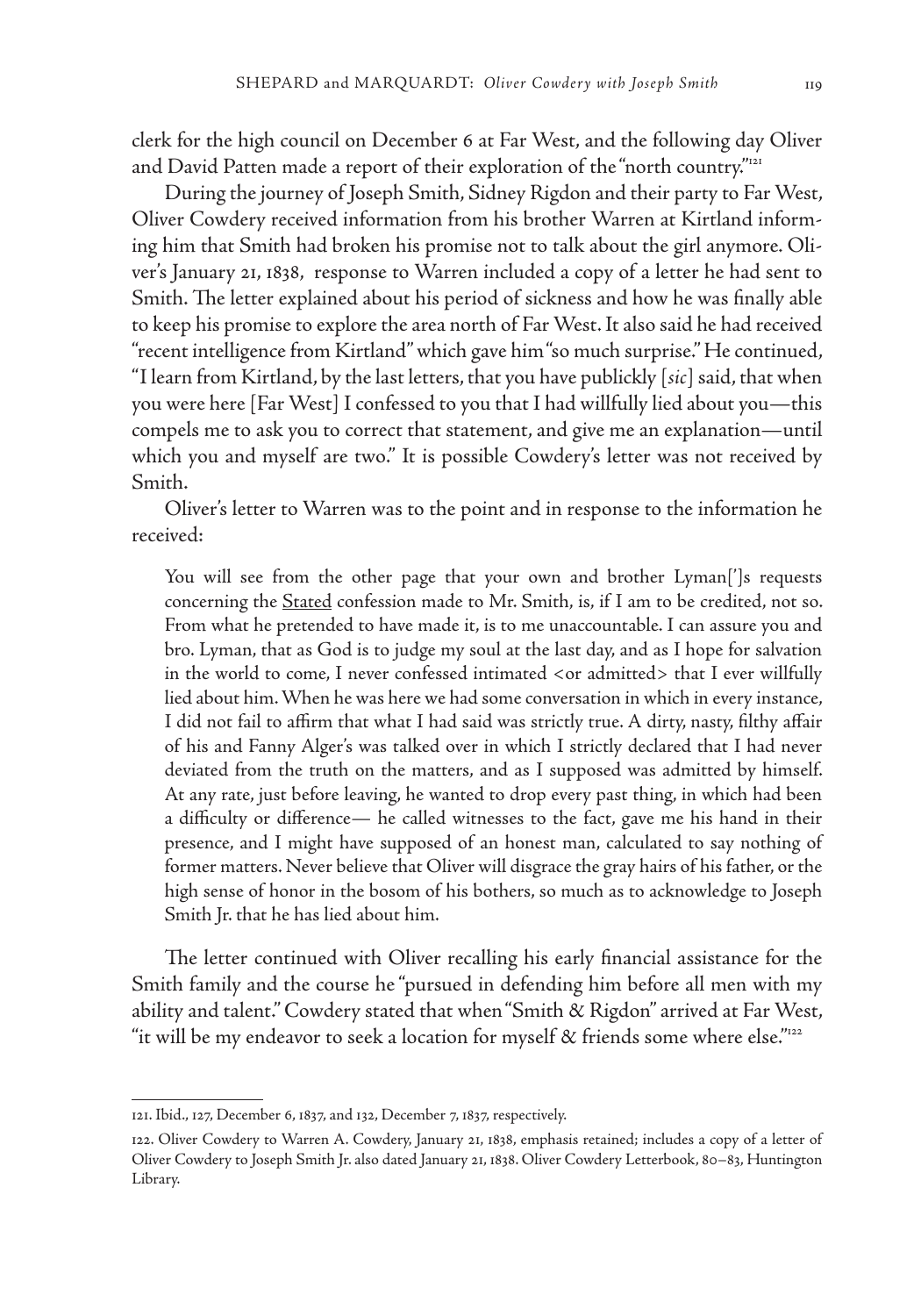clerk for the high council on December 6 at Far West, and the following day Oliver and David Patten made a report of their exploration of the "north country."[121]

During the journey of Joseph Smith, Sidney Rigdon and their party to Far West, Oliver Cowdery received information from his brother Warren at Kirtland informing him that Smith had broken his promise not to talk about the girl anymore. Oliver's January 21, 1838, response to Warren included a copy of a letter he had sent to Smith. The letter explained about his period of sickness and how he was finally able to keep his promise to explore the area north of Far West. It also said he had received "recent intelligence from Kirtland" which gave him "so much surprise." He continued, "I learn from Kirtland, by the last letters, that you have publickly [*sic*] said, that when you were here [Far West] I confessed to you that I had willfully lied about you—this compels me to ask you to correct that statement, and give me an explanation—until which you and myself are two." It is possible Cowdery's letter was not received by Smith.

Oliver's letter to Warren was to the point and in response to the information he received:

> You will see from the other page that your own and brother Lyman[']s requests concerning the <u>Stated</u> confession made to Mr. Smith, is, if I am to be credited, not so. From what he pretended to have made it, is to me unaccountable. I can assure you and bro. Lyman, that as God is to judge my soul at the last day, and as I hope for salvation in the world to come, I never confessed intimated <or admitted> that I ever willfully lied about him. When he was here we had some conversation in which in every instance, I did not fail to affirm that what I had said was strictly true. A dirty, nasty, filthy affair of his and Fanny Alger's was talked over in which I strictly declared that I had never deviated from the truth on the matters, and as I supposed was admitted by himself. At any rate, just before leaving, he wanted to drop every past thing, in which had been a difficulty or difference— he called witnesses to the fact, gave me his hand in their presence, and I might have supposed of an honest man, calculated to say nothing of former matters. Never believe that Oliver will disgrace the gray hairs of his father, or the high sense of honor in the bosom of his bothers, so much as to acknowledge to Joseph Smith Jr. that he has lied about him.

The letter continued with Oliver recalling his early financial assistance for the Smith family and the course he "pursued in defending him before all men with my ability and talent." Cowdery stated that when "Smith & Rigdon" arrived at Far West, "it will be my endeavor to seek a location for myself & friends some where else."[122]

---

121. Ibid., 127, December 6, 1837, and 132, December 7, 1837, respectively.

122. Oliver Cowdery to Warren A. Cowdery, January 21, 1838, emphasis retained; includes a copy of a letter of Oliver Cowdery to Joseph Smith Jr. also dated January 21, 1838. Oliver Cowdery Letterbook, 80–83, Huntington Library.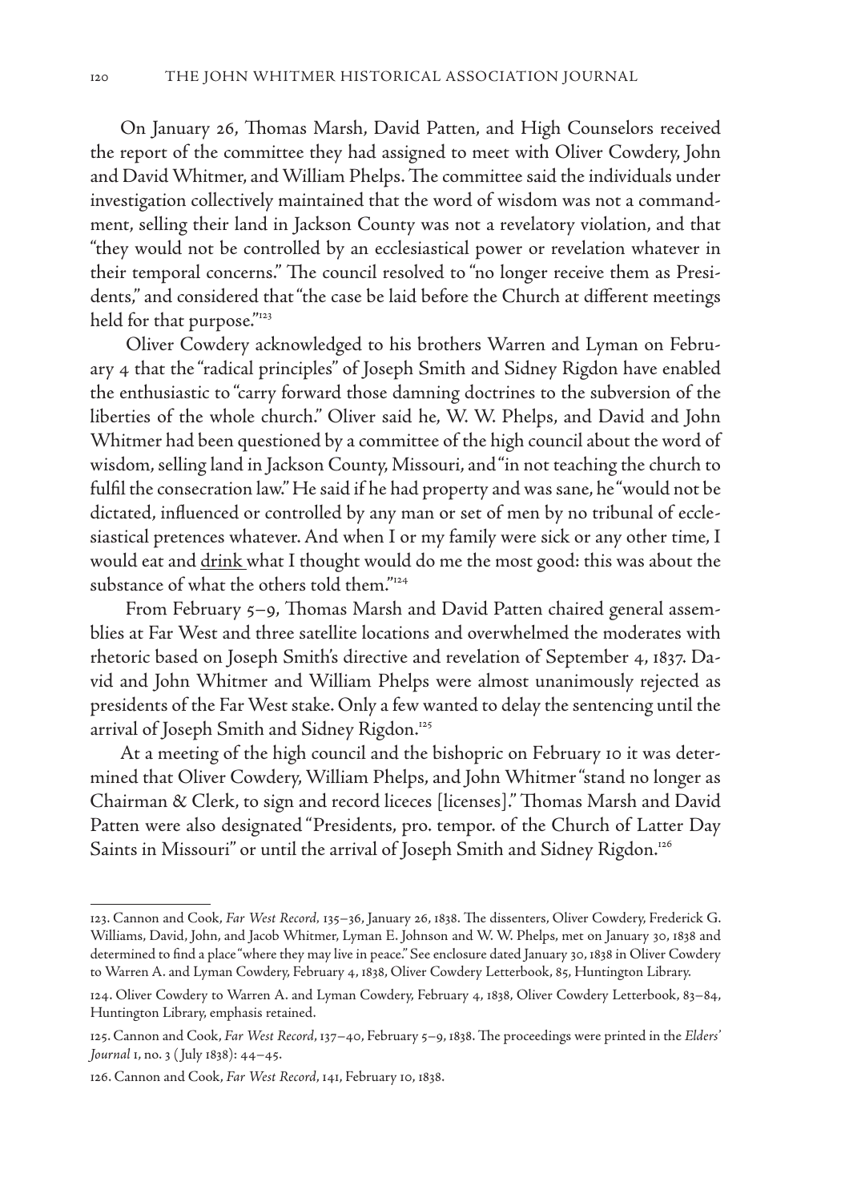On January 26, Thomas Marsh, David Patten, and High Counselors received the report of the committee they had assigned to meet with Oliver Cowdery, John and David Whitmer, and William Phelps. The committee said the individuals under investigation collectively maintained that the word of wisdom was not a commandment, selling their land in Jackson County was not a revelatory violation, and that "they would not be controlled by an ecclesiastical power or revelation whatever in their temporal concerns." The council resolved to "no longer receive them as Presidents," and considered that "the case be laid before the Church at different meetings held for that purpose."[123]

Oliver Cowdery acknowledged to his brothers Warren and Lyman on February 4 that the "radical principles" of Joseph Smith and Sidney Rigdon have enabled the enthusiastic to "carry forward those damning doctrines to the subversion of the liberties of the whole church." Oliver said he, W. W. Phelps, and David and John Whitmer had been questioned by a committee of the high council about the word of wisdom, selling land in Jackson County, Missouri, and "in not teaching the church to fulfil the consecration law." He said if he had property and was sane, he "would not be dictated, influenced or controlled by any man or set of men by no tribunal of ecclesiastical pretences whatever. And when I or my family were sick or any other time, I would eat and <u>drink</u> what I thought would do me the most good: this was about the substance of what the others told them."[124]

From February 5–9, Thomas Marsh and David Patten chaired general assemblies at Far West and three satellite locations and overwhelmed the moderates with rhetoric based on Joseph Smith's directive and revelation of September 4, 1837. David and John Whitmer and William Phelps were almost unanimously rejected as presidents of the Far West stake. Only a few wanted to delay the sentencing until the arrival of Joseph Smith and Sidney Rigdon.[125]

At a meeting of the high council and the bishopric on February 10 it was determined that Oliver Cowdery, William Phelps, and John Whitmer "stand no longer as Chairman & Clerk, to sign and record liceces [licenses]." Thomas Marsh and David Patten were also designated "Presidents, pro. tempor. of the Church of Latter Day Saints in Missouri" or until the arrival of Joseph Smith and Sidney Rigdon.[126]

---

123. Cannon and Cook, *Far West Record*, 135–36, January 26, 1838. The dissenters, Oliver Cowdery, Frederick G. Williams, David, John, and Jacob Whitmer, Lyman E. Johnson and W. W. Phelps, met on January 30, 1838 and determined to find a place "where they may live in peace." See enclosure dated January 30, 1838 in Oliver Cowdery to Warren A. and Lyman Cowdery, February 4, 1838, Oliver Cowdery Letterbook, 85, Huntington Library.

124. Oliver Cowdery to Warren A. and Lyman Cowdery, February 4, 1838, Oliver Cowdery Letterbook, 83–84, Huntington Library, emphasis retained.

125. Cannon and Cook, *Far West Record*, 137–40, February 5–9, 1838. The proceedings were printed in the *Elders' Journal* 1, no. 3 (July 1838): 44–45.

126. Cannon and Cook, *Far West Record*, 141, February 10, 1838.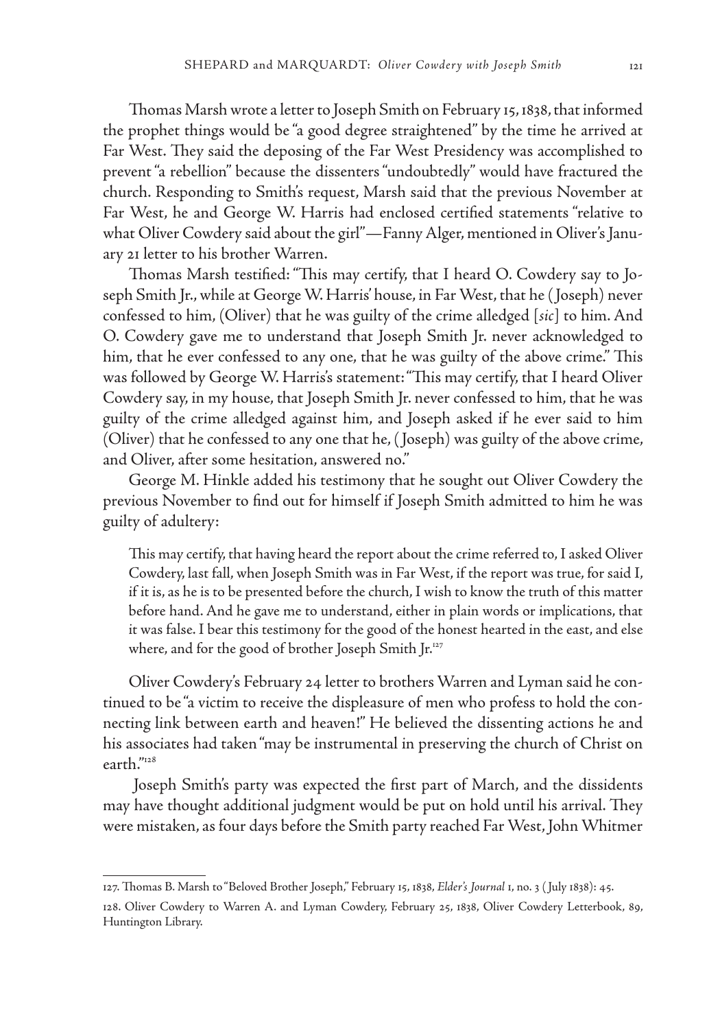Thomas Marsh wrote a letter to Joseph Smith on February 15, 1838, that informed the prophet things would be "a good degree straightened" by the time he arrived at Far West. They said the deposing of the Far West Presidency was accomplished to prevent "a rebellion" because the dissenters "undoubtedly" would have fractured the church. Responding to Smith's request, Marsh said that the previous November at Far West, he and George W. Harris had enclosed certified statements "relative to what Oliver Cowdery said about the girl"—Fanny Alger, mentioned in Oliver's January 21 letter to his brother Warren.

Thomas Marsh testified: "This may certify, that I heard O. Cowdery say to Joseph Smith Jr., while at George W. Harris' house, in Far West, that he (Joseph) never confessed to him, (Oliver) that he was guilty of the crime alledged [*sic*] to him. And O. Cowdery gave me to understand that Joseph Smith Jr. never acknowledged to him, that he ever confessed to any one, that he was guilty of the above crime." This was followed by George W. Harris's statement: "This may certify, that I heard Oliver Cowdery say, in my house, that Joseph Smith Jr. never confessed to him, that he was guilty of the crime alledged against him, and Joseph asked if he ever said to him (Oliver) that he confessed to any one that he, (Joseph) was guilty of the above crime, and Oliver, after some hesitation, answered no."

George M. Hinkle added his testimony that he sought out Oliver Cowdery the previous November to find out for himself if Joseph Smith admitted to him he was guilty of adultery:

> This may certify, that having heard the report about the crime referred to, I asked Oliver Cowdery, last fall, when Joseph Smith was in Far West, if the report was true, for said I, if it is, as he is to be presented before the church, I wish to know the truth of this matter before hand. And he gave me to understand, either in plain words or implications, that it was false. I bear this testimony for the good of the honest hearted in the east, and else where, and for the good of brother Joseph Smith Jr.[127]

Oliver Cowdery's February 24 letter to brothers Warren and Lyman said he continued to be "a victim to receive the displeasure of men who profess to hold the connecting link between earth and heaven!" He believed the dissenting actions he and his associates had taken "may be instrumental in preserving the church of Christ on earth."[128]

Joseph Smith's party was expected the first part of March, and the dissidents may have thought additional judgment would be put on hold until his arrival. They were mistaken, as four days before the Smith party reached Far West, John Whitmer

---

127. Thomas B. Marsh to "Beloved Brother Joseph," February 15, 1838, *Elder's Journal* 1, no. 3 (July 1838): 45.

128. Oliver Cowdery to Warren A. and Lyman Cowdery, February 25, 1838, Oliver Cowdery Letterbook, 89, Huntington Library.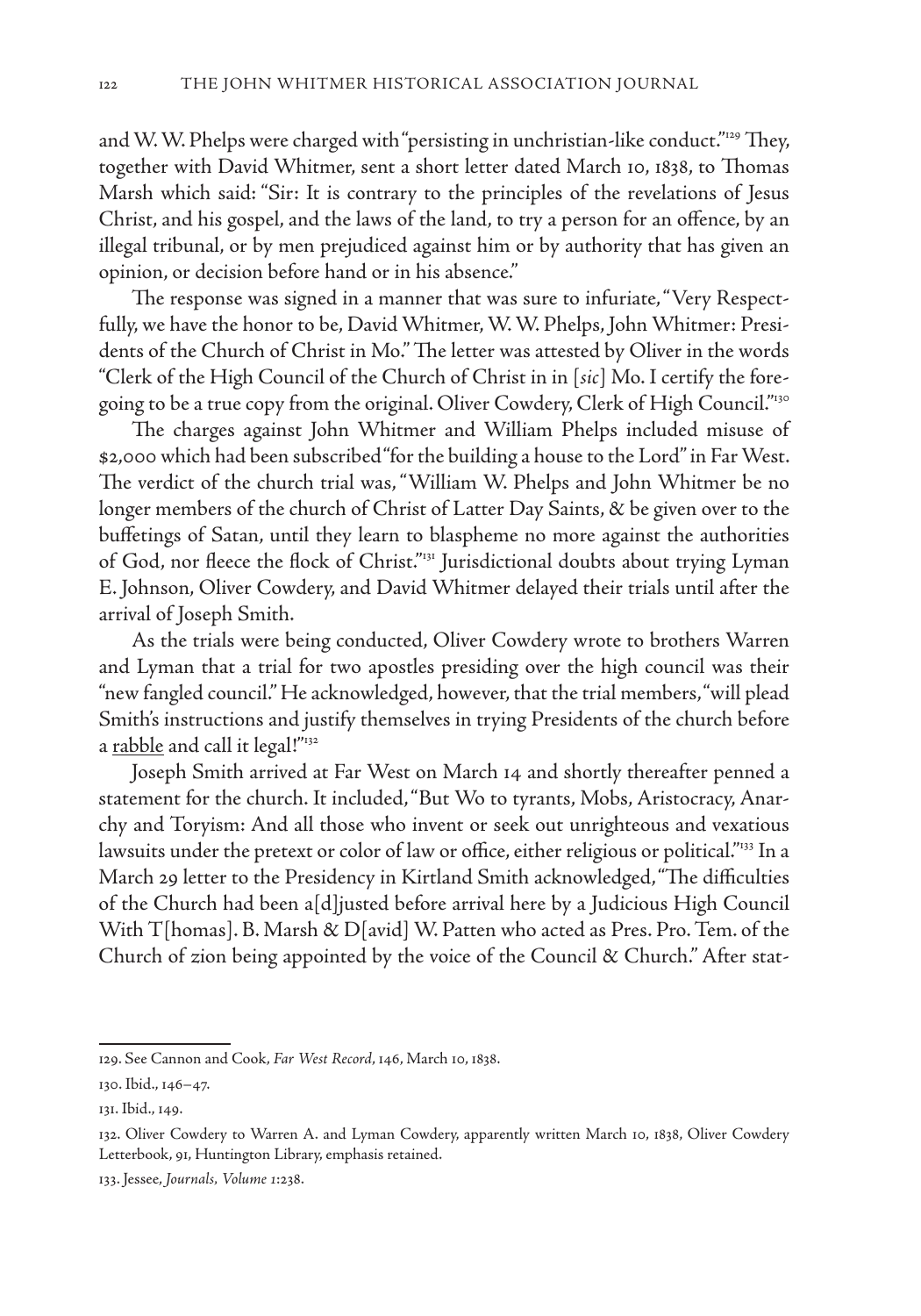and W. W. Phelps were charged with "persisting in unchristian-like conduct."[129] They, together with David Whitmer, sent a short letter dated March 10, 1838, to Thomas Marsh which said: "Sir: It is contrary to the principles of the revelations of Jesus Christ, and his gospel, and the laws of the land, to try a person for an offence, by an illegal tribunal, or by men prejudiced against him or by authority that has given an opinion, or decision before hand or in his absence."

The response was signed in a manner that was sure to infuriate, "Very Respectfully, we have the honor to be, David Whitmer, W. W. Phelps, John Whitmer: Presidents of the Church of Christ in Mo." The letter was attested by Oliver in the words "Clerk of the High Council of the Church of Christ in in [*sic*] Mo. I certify the foregoing to be a true copy from the original. Oliver Cowdery, Clerk of High Council."[130]

The charges against John Whitmer and William Phelps included misuse of $2,000 which had been subscribed "for the building a house to the Lord" in Far West. The verdict of the church trial was, "William W. Phelps and John Whitmer be no longer members of the church of Christ of Latter Day Saints, & be given over to the buffetings of Satan, until they learn to blaspheme no more against the authorities of God, nor fleece the flock of Christ."[131] Jurisdictional doubts about trying Lyman E. Johnson, Oliver Cowdery, and David Whitmer delayed their trials until after the arrival of Joseph Smith.

As the trials were being conducted, Oliver Cowdery wrote to brothers Warren and Lyman that a trial for two apostles presiding over the high council was their "new fangled council." He acknowledged, however, that the trial members, "will plead Smith's instructions and justify themselves in trying Presidents of the church before a <u>rabble</u> and call it legal!"[132]

Joseph Smith arrived at Far West on March 14 and shortly thereafter penned a statement for the church. It included, "But Wo to tyrants, Mobs, Aristocracy, Anarchy and Toryism: And all those who invent or seek out unrighteous and vexatious lawsuits under the pretext or color of law or office, either religious or political."[133] In a March 29 letter to the Presidency in Kirtland Smith acknowledged, "The difficulties of the Church had been a[d]justed before arrival here by a Judicious High Council With T[homas]. B. Marsh & D[avid] W. Patten who acted as Pres. Pro. Tem. of the Church of zion being appointed by the voice of the Council & Church." After stat-

---

129. See Cannon and Cook, *Far West Record*, 146, March 10, 1838.

130. Ibid., 146–47.

131. Ibid., 149.

132. Oliver Cowdery to Warren A. and Lyman Cowdery, apparently written March 10, 1838, Oliver Cowdery Letterbook, 91, Huntington Library, emphasis retained.

133. Jessee, *Journals, Volume 1*:238.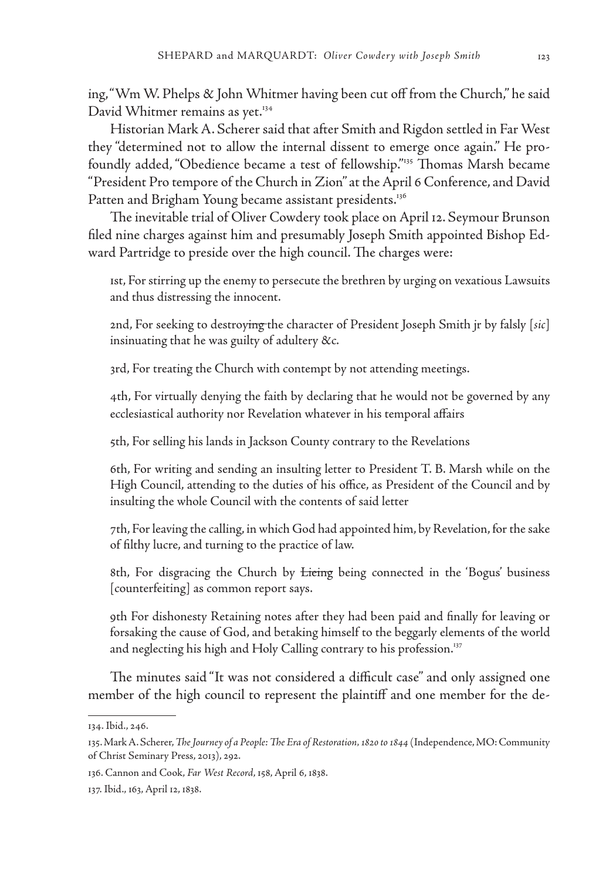ing, "Wm W. Phelps & John Whitmer having been cut off from the Church," he said David Whitmer remains as yet.[134]

Historian Mark A. Scherer said that after Smith and Rigdon settled in Far West they "determined not to allow the internal dissent to emerge once again." He profoundly added, "Obedience became a test of fellowship."[135] Thomas Marsh became "President Pro tempore of the Church in Zion" at the April 6 Conference, and David Patten and Brigham Young became assistant presidents.[136]

The inevitable trial of Oliver Cowdery took place on April 12. Seymour Brunson filed nine charges against him and presumably Joseph Smith appointed Bishop Edward Partridge to preside over the high council. The charges were:

> 1st, For stirring up the enemy to persecute the brethren by urging on vexatious Lawsuits and thus distressing the innocent.
>
> 2nd, For seeking to destroy~~ing~~ the character of President Joseph Smith jr by falsly [*sic*] insinuating that he was guilty of adultery &c.
>
> 3rd, For treating the Church with contempt by not attending meetings.
>
> 4th, For virtually denying the faith by declaring that he would not be governed by any ecclesiastical authority nor Revelation whatever in his temporal affairs
>
> 5th, For selling his lands in Jackson County contrary to the Revelations
>
> 6th, For writing and sending an insulting letter to President T. B. Marsh while on the High Council, attending to the duties of his office, as President of the Council and by insulting the whole Council with the contents of said letter
>
> 7th, For leaving the calling, in which God had appointed him, by Revelation, for the sake of filthy lucre, and turning to the practice of law.
>
> 8th, For disgracing the Church by ~~Licing~~ being connected in the 'Bogus' business [counterfeiting] as common report says.
>
> 9th For dishonesty Retaining notes after they had been paid and finally for leaving or forsaking the cause of God, and betaking himself to the beggarly elements of the world and neglecting his high and Holy Calling contrary to his profession.[137]

The minutes said "It was not considered a difficult case" and only assigned one member of the high council to represent the plaintiff and one member for the de-

---

134. Ibid., 246.

135. Mark A. Scherer, *The Journey of a People: The Era of Restoration, 1820 to 1844* (Independence, MO: Community of Christ Seminary Press, 2013), 292.

136. Cannon and Cook, *Far West Record*, 158, April 6, 1838.

137. Ibid., 163, April 12, 1838.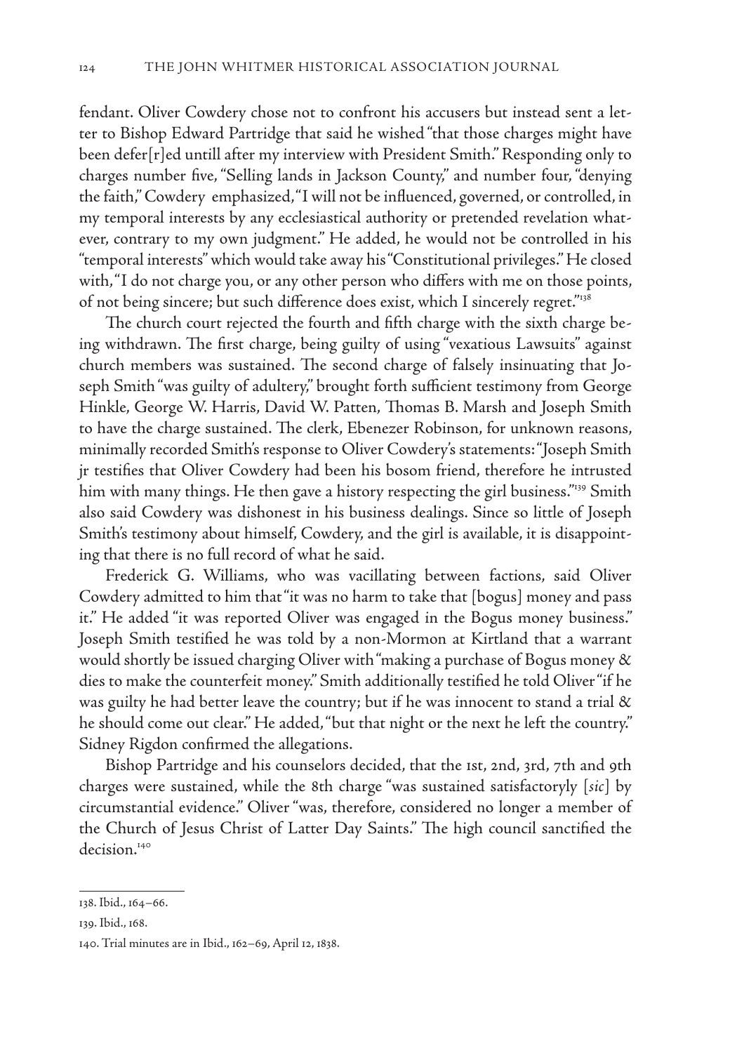fendant. Oliver Cowdery chose not to confront his accusers but instead sent a letter to Bishop Edward Partridge that said he wished "that those charges might have been defer[r]ed untill after my interview with President Smith." Responding only to charges number five, "Selling lands in Jackson County," and number four, "denying the faith," Cowdery emphasized, "I will not be influenced, governed, or controlled, in my temporal interests by any ecclesiastical authority or pretended revelation whatever, contrary to my own judgment." He added, he would not be controlled in his "temporal interests" which would take away his "Constitutional privileges." He closed with, "I do not charge you, or any other person who differs with me on those points, of not being sincere; but such difference does exist, which I sincerely regret."[138]

The church court rejected the fourth and fifth charge with the sixth charge being withdrawn. The first charge, being guilty of using "vexatious Lawsuits" against church members was sustained. The second charge of falsely insinuating that Joseph Smith "was guilty of adultery," brought forth sufficient testimony from George Hinkle, George W. Harris, David W. Patten, Thomas B. Marsh and Joseph Smith to have the charge sustained. The clerk, Ebenezer Robinson, for unknown reasons, minimally recorded Smith's response to Oliver Cowdery's statements: "Joseph Smith jr testifies that Oliver Cowdery had been his bosom friend, therefore he intrusted him with many things. He then gave a history respecting the girl business."[139] Smith also said Cowdery was dishonest in his business dealings. Since so little of Joseph Smith's testimony about himself, Cowdery, and the girl is available, it is disappointing that there is no full record of what he said.

Frederick G. Williams, who was vacillating between factions, said Oliver Cowdery admitted to him that "it was no harm to take that [bogus] money and pass it." He added "it was reported Oliver was engaged in the Bogus money business." Joseph Smith testified he was told by a non-Mormon at Kirtland that a warrant would shortly be issued charging Oliver with "making a purchase of Bogus money & dies to make the counterfeit money." Smith additionally testified he told Oliver "if he was guilty he had better leave the country; but if he was innocent to stand a trial & he should come out clear." He added, "but that night or the next he left the country." Sidney Rigdon confirmed the allegations.

Bishop Partridge and his counselors decided, that the 1st, 2nd, 3rd, 7th and 9th charges were sustained, while the 8th charge "was sustained satisfactoryly [*sic*] by circumstantial evidence." Oliver "was, therefore, considered no longer a member of the Church of Jesus Christ of Latter Day Saints." The high council sanctified the decision.[140]

---

138. Ibid., 164–66.

139. Ibid., 168.

140. Trial minutes are in Ibid., 162–69, April 12, 1838.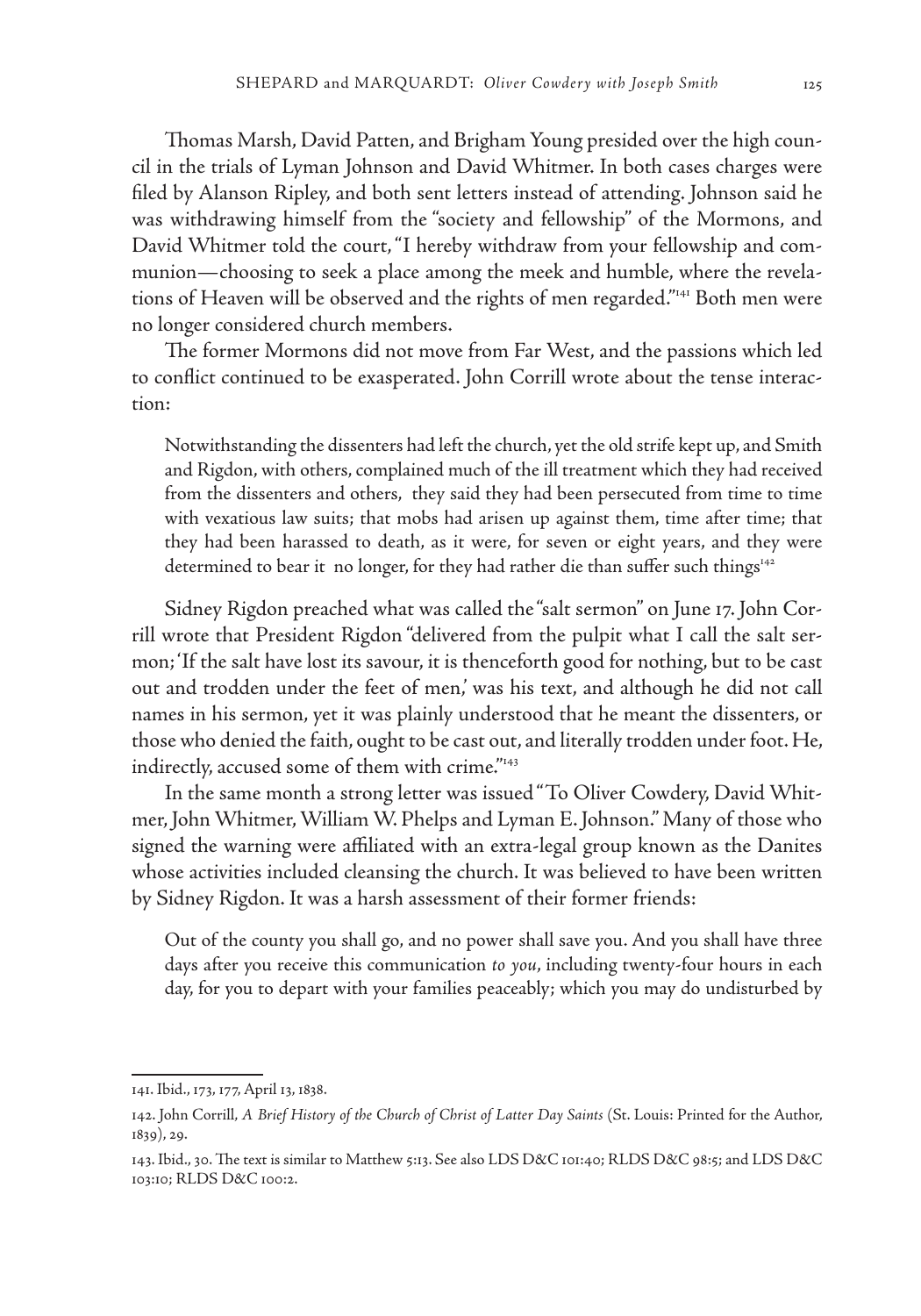Thomas Marsh, David Patten, and Brigham Young presided over the high council in the trials of Lyman Johnson and David Whitmer. In both cases charges were filed by Alanson Ripley, and both sent letters instead of attending. Johnson said he was withdrawing himself from the "society and fellowship" of the Mormons, and David Whitmer told the court, "I hereby withdraw from your fellowship and communion—choosing to seek a place among the meek and humble, where the revelations of Heaven will be observed and the rights of men regarded."[141] Both men were no longer considered church members.

The former Mormons did not move from Far West, and the passions which led to conflict continued to be exasperated. John Corrill wrote about the tense interaction:

> Notwithstanding the dissenters had left the church, yet the old strife kept up, and Smith and Rigdon, with others, complained much of the ill treatment which they had received from the dissenters and others, they said they had been persecuted from time to time with vexatious law suits; that mobs had arisen up against them, time after time; that they had been harassed to death, as it were, for seven or eight years, and they were determined to bear it no longer, for they had rather die than suffer such things[142]

Sidney Rigdon preached what was called the "salt sermon" on June 17. John Corrill wrote that President Rigdon "delivered from the pulpit what I call the salt sermon; 'If the salt have lost its savour, it is thenceforth good for nothing, but to be cast out and trodden under the feet of men,' was his text, and although he did not call names in his sermon, yet it was plainly understood that he meant the dissenters, or those who denied the faith, ought to be cast out, and literally trodden under foot. He, indirectly, accused some of them with crime."[143]

In the same month a strong letter was issued "To Oliver Cowdery, David Whitmer, John Whitmer, William W. Phelps and Lyman E. Johnson." Many of those who signed the warning were affiliated with an extra-legal group known as the Danites whose activities included cleansing the church. It was believed to have been written by Sidney Rigdon. It was a harsh assessment of their former friends:

> Out of the county you shall go, and no power shall save you. And you shall have three days after you receive this communication *to you*, including twenty-four hours in each day, for you to depart with your families peaceably; which you may do undisturbed by

---

141. Ibid., 173, 177, April 13, 1838.

142. John Corrill, *A Brief History of the Church of Christ of Latter Day Saints* (St. Louis: Printed for the Author, 1839), 29.

143. Ibid., 30. The text is similar to Matthew 5:13. See also LDS D&C 101:40; RLDS D&C 98:5; and LDS D&C 103:10; RLDS D&C 100:2.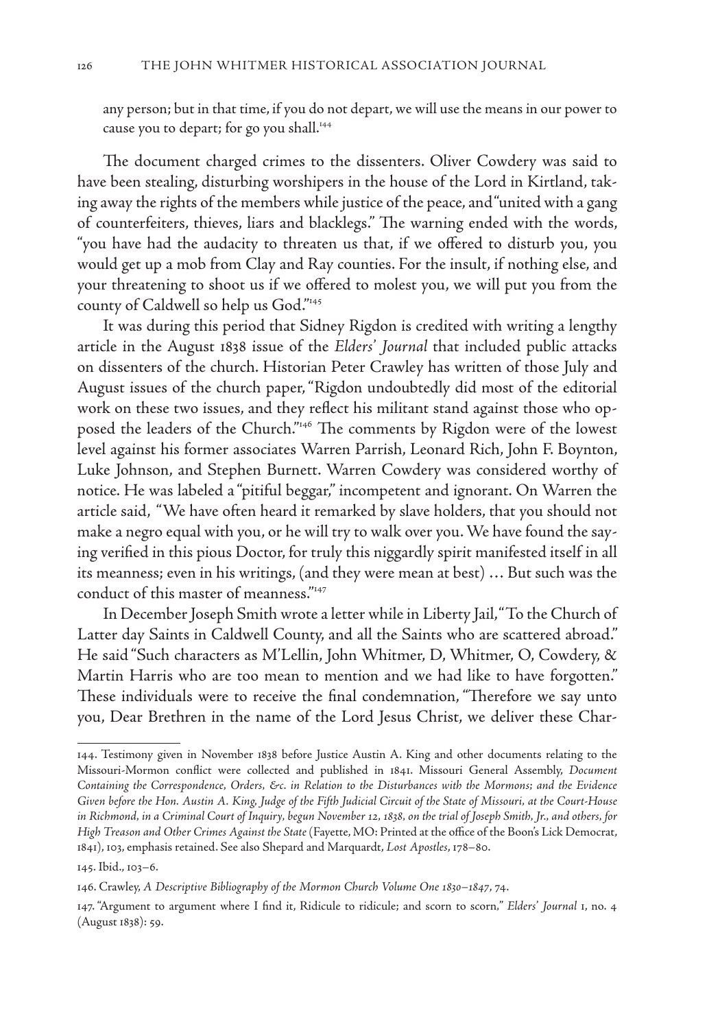any person; but in that time, if you do not depart, we will use the means in our power to cause you to depart; for go you shall.[144]

The document charged crimes to the dissenters. Oliver Cowdery was said to have been stealing, disturbing worshipers in the house of the Lord in Kirtland, taking away the rights of the members while justice of the peace, and "united with a gang of counterfeiters, thieves, liars and blacklegs." The warning ended with the words, "you have had the audacity to threaten us that, if we offered to disturb you, you would get up a mob from Clay and Ray counties. For the insult, if nothing else, and your threatening to shoot us if we offered to molest you, we will put you from the county of Caldwell so help us God."[145]

It was during this period that Sidney Rigdon is credited with writing a lengthy article in the August 1838 issue of the *Elders' Journal* that included public attacks on dissenters of the church. Historian Peter Crawley has written of those July and August issues of the church paper, "Rigdon undoubtedly did most of the editorial work on these two issues, and they reflect his militant stand against those who opposed the leaders of the Church."[146] The comments by Rigdon were of the lowest level against his former associates Warren Parrish, Leonard Rich, John F. Boynton, Luke Johnson, and Stephen Burnett. Warren Cowdery was considered worthy of notice. He was labeled a "pitiful beggar," incompetent and ignorant. On Warren the article said, "We have often heard it remarked by slave holders, that you should not make a negro equal with you, or he will try to walk over you. We have found the saying verified in this pious Doctor, for truly this niggardly spirit manifested itself in all its meanness; even in his writings, (and they were mean at best) … But such was the conduct of this master of meanness."[147]

In December Joseph Smith wrote a letter while in Liberty Jail, "To the Church of Latter day Saints in Caldwell County, and all the Saints who are scattered abroad." He said "Such characters as M'Lellin, John Whitmer, D, Whitmer, O, Cowdery, & Martin Harris who are too mean to mention and we had like to have forgotten." These individuals were to receive the final condemnation, "Therefore we say unto you, Dear Brethren in the name of the Lord Jesus Christ, we deliver these Char-

---

144. Testimony given in November 1838 before Justice Austin A. King and other documents relating to the Missouri-Mormon conflict were collected and published in 1841. Missouri General Assembly, *Document Containing the Correspondence, Orders, &c. in Relation to the Disturbances with the Mormons; and the Evidence Given before the Hon. Austin A. King, Judge of the Fifth Judicial Circuit of the State of Missouri, at the Court-House in Richmond, in a Criminal Court of Inquiry, begun November 12, 1838, on the trial of Joseph Smith, Jr., and others, for High Treason and Other Crimes Against the State* (Fayette, MO: Printed at the office of the Boon's Lick Democrat, 1841), 103, emphasis retained. See also Shepard and Marquardt, *Lost Apostles*, 178–80.

145. Ibid., 103–6.

146. Crawley, *A Descriptive Bibliography of the Mormon Church Volume One 1830–1847*, 74.

147. "Argument to argument where I find it, Ridicule to ridicule; and scorn to scorn," *Elders' Journal* 1, no. 4 (August 1838): 59.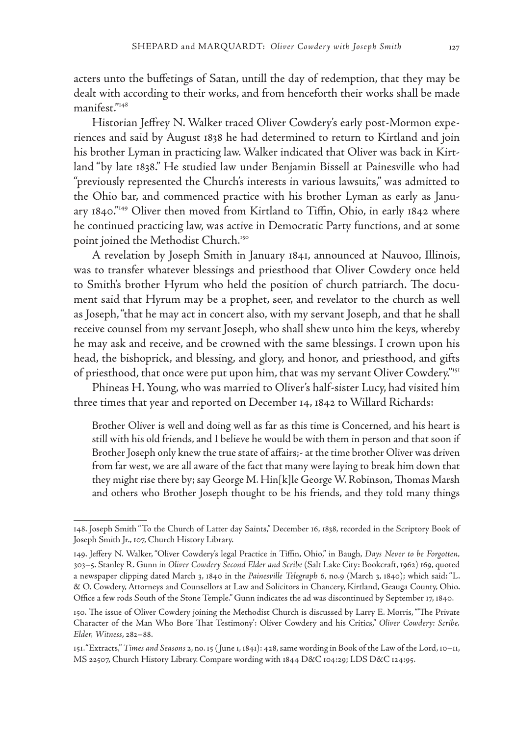acters unto the buffetings of Satan, untill the day of redemption, that they may be dealt with according to their works, and from henceforth their works shall be made manifest."[148]

Historian Jeffrey N. Walker traced Oliver Cowdery's early post-Mormon experiences and said by August 1838 he had determined to return to Kirtland and join his brother Lyman in practicing law. Walker indicated that Oliver was back in Kirtland "by late 1838." He studied law under Benjamin Bissell at Painesville who had "previously represented the Church's interests in various lawsuits," was admitted to the Ohio bar, and commenced practice with his brother Lyman as early as January 1840."[149] Oliver then moved from Kirtland to Tiffin, Ohio, in early 1842 where he continued practicing law, was active in Democratic Party functions, and at some point joined the Methodist Church.[150]

A revelation by Joseph Smith in January 1841, announced at Nauvoo, Illinois, was to transfer whatever blessings and priesthood that Oliver Cowdery once held to Smith's brother Hyrum who held the position of church patriarch. The document said that Hyrum may be a prophet, seer, and revelator to the church as well as Joseph, "that he may act in concert also, with my servant Joseph, and that he shall receive counsel from my servant Joseph, who shall shew unto him the keys, whereby he may ask and receive, and be crowned with the same blessings. I crown upon his head, the bishoprick, and blessing, and glory, and honor, and priesthood, and gifts of priesthood, that once were put upon him, that was my servant Oliver Cowdery."[151]

Phineas H. Young, who was married to Oliver's half-sister Lucy, had visited him three times that year and reported on December 14, 1842 to Willard Richards:

> Brother Oliver is well and doing well as far as this time is Concerned, and his heart is still with his old friends, and I believe he would be with them in person and that soon if Brother Joseph only knew the true state of affairs;- at the time brother Oliver was driven from far west, we are all aware of the fact that many were laying to break him down that they might rise there by; say George M. Hin[k]le George W. Robinson, Thomas Marsh and others who Brother Joseph thought to be his friends, and they told many things

---

148. Joseph Smith "To the Church of Latter day Saints," December 16, 1838, recorded in the Scriptory Book of Joseph Smith Jr., 107, Church History Library.

149. Jeffery N. Walker, "Oliver Cowdery's legal Practice in Tiffin, Ohio," in Baugh, *Days Never to be Forgotten*, 303–5. Stanley R. Gunn in *Oliver Cowdery Second Elder and Scribe* (Salt Lake City: Bookcraft, 1962) 169, quoted a newspaper clipping dated March 3, 1840 in the *Painesville Telegraph* 6, no.9 (March 3, 1840); which said: "L. & O. Cowdery, Attorneys and Counsellors at Law and Solicitors in Chancery, Kirtland, Geauga County, Ohio. Office a few rods South of the Stone Temple." Gunn indicates the ad was discontinued by September 17, 1840.

150. The issue of Oliver Cowdery joining the Methodist Church is discussed by Larry E. Morris, "'The Private Character of the Man Who Bore That Testimony': Oliver Cowdery and his Critics," *Oliver Cowdery: Scribe, Elder, Witness*, 282–88.

151. "Extracts," *Times and Seasons* 2, no. 15 ( June 1, 1841): 428, same wording in Book of the Law of the Lord, 10–11, MS 22507, Church History Library. Compare wording with 1844 D&C 104:29; LDS D&C 124:95.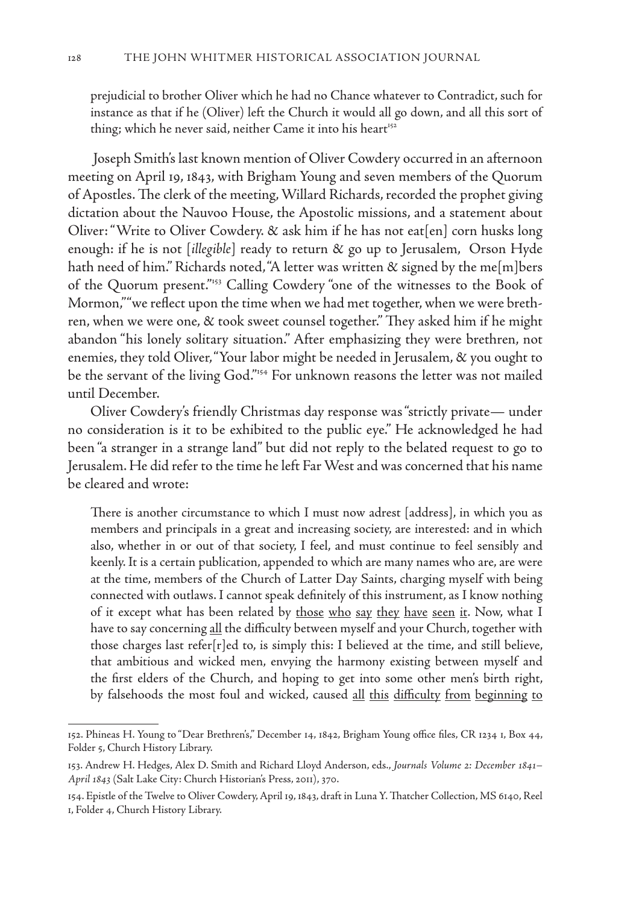prejudicial to brother Oliver which he had no Chance whatever to Contradict, such for instance as that if he (Oliver) left the Church it would all go down, and all this sort of thing; which he never said, neither Came it into his heart[152]

Joseph Smith's last known mention of Oliver Cowdery occurred in an afternoon meeting on April 19, 1843, with Brigham Young and seven members of the Quorum of Apostles. The clerk of the meeting, Willard Richards, recorded the prophet giving dictation about the Nauvoo House, the Apostolic missions, and a statement about Oliver: "Write to Oliver Cowdery. & ask him if he has not eat[en] corn husks long enough: if he is not [*illegible*] ready to return & go up to Jerusalem, Orson Hyde hath need of him." Richards noted, "A letter was written & signed by the me[m]bers of the Quorum present."[153] Calling Cowdery "one of the witnesses to the Book of Mormon," "we reflect upon the time when we had met together, when we were brethren, when we were one, & took sweet counsel together." They asked him if he might abandon "his lonely solitary situation." After emphasizing they were brethren, not enemies, they told Oliver, "Your labor might be needed in Jerusalem, & you ought to be the servant of the living God."[154] For unknown reasons the letter was not mailed until December.

Oliver Cowdery's friendly Christmas day response was "strictly private— under no consideration is it to be exhibited to the public eye." He acknowledged he had been "a stranger in a strange land" but did not reply to the belated request to go to Jerusalem. He did refer to the time he left Far West and was concerned that his name be cleared and wrote:

> There is another circumstance to which I must now adrest [address], in which you as members and principals in a great and increasing society, are interested: and in which also, whether in or out of that society, I feel, and must continue to feel sensibly and keenly. It is a certain publication, appended to which are many names who are, are were at the time, members of the Church of Latter Day Saints, charging myself with being connected with outlaws. I cannot speak definitely of this instrument, as I know nothing of it except what has been related by <u>those who say they have seen it</u>. Now, what I have to say concerning <u>all</u> the difficulty between myself and your Church, together with those charges last refer[r]ed to, is simply this: I believed at the time, and still believe, that ambitious and wicked men, envying the harmony existing between myself and the first elders of the Church, and hoping to get into some other men's birth right, by falsehoods the most foul and wicked, caused <u>all this difficulty from beginning to</u>

---

152. Phineas H. Young to "Dear Brethren's," December 14, 1842, Brigham Young office files, CR 1234 1, Box 44, Folder 5, Church History Library.

153. Andrew H. Hedges, Alex D. Smith and Richard Lloyd Anderson, eds., *Journals Volume 2: December 1841–April 1843* (Salt Lake City: Church Historian's Press, 2011), 370.

154. Epistle of the Twelve to Oliver Cowdery, April 19, 1843, draft in Luna Y. Thatcher Collection, MS 6140, Reel 1, Folder 4, Church History Library.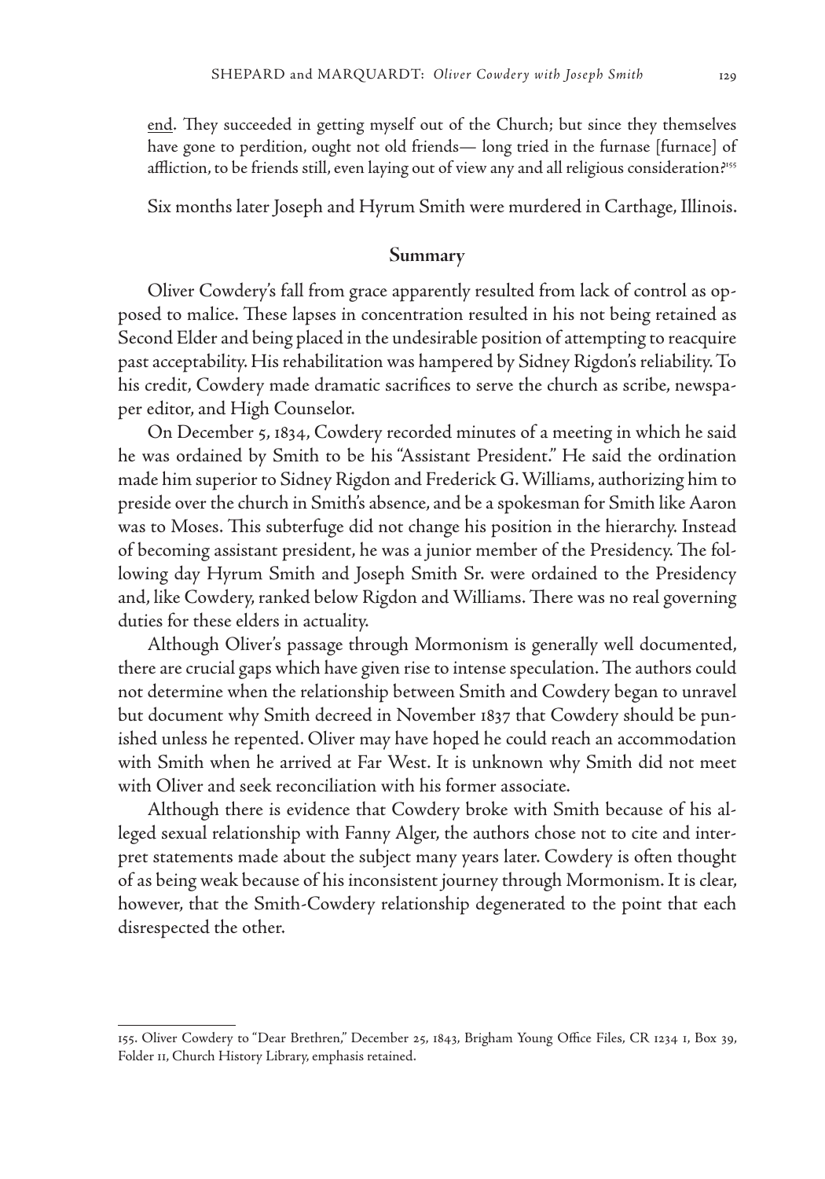end. They succeeded in getting myself out of the Church; but since they themselves have gone to perdition, ought not old friends— long tried in the furnase [furnace] of affliction, to be friends still, even laying out of view any and all religious consideration?[155]

Six months later Joseph and Hyrum Smith were murdered in Carthage, Illinois.

## Summary

Oliver Cowdery's fall from grace apparently resulted from lack of control as opposed to malice. These lapses in concentration resulted in his not being retained as Second Elder and being placed in the undesirable position of attempting to reacquire past acceptability. His rehabilitation was hampered by Sidney Rigdon's reliability. To his credit, Cowdery made dramatic sacrifices to serve the church as scribe, newspaper editor, and High Counselor.

On December 5, 1834, Cowdery recorded minutes of a meeting in which he said he was ordained by Smith to be his "Assistant President." He said the ordination made him superior to Sidney Rigdon and Frederick G. Williams, authorizing him to preside over the church in Smith's absence, and be a spokesman for Smith like Aaron was to Moses. This subterfuge did not change his position in the hierarchy. Instead of becoming assistant president, he was a junior member of the Presidency. The following day Hyrum Smith and Joseph Smith Sr. were ordained to the Presidency and, like Cowdery, ranked below Rigdon and Williams. There was no real governing duties for these elders in actuality.

Although Oliver's passage through Mormonism is generally well documented, there are crucial gaps which have given rise to intense speculation. The authors could not determine when the relationship between Smith and Cowdery began to unravel but document why Smith decreed in November 1837 that Cowdery should be punished unless he repented. Oliver may have hoped he could reach an accommodation with Smith when he arrived at Far West. It is unknown why Smith did not meet with Oliver and seek reconciliation with his former associate.

Although there is evidence that Cowdery broke with Smith because of his alleged sexual relationship with Fanny Alger, the authors chose not to cite and interpret statements made about the subject many years later. Cowdery is often thought of as being weak because of his inconsistent journey through Mormonism. It is clear, however, that the Smith-Cowdery relationship degenerated to the point that each disrespected the other.

155. Oliver Cowdery to "Dear Brethren," December 25, 1843, Brigham Young Office Files, CR 1234 1, Box 39, Folder 11, Church History Library, emphasis retained.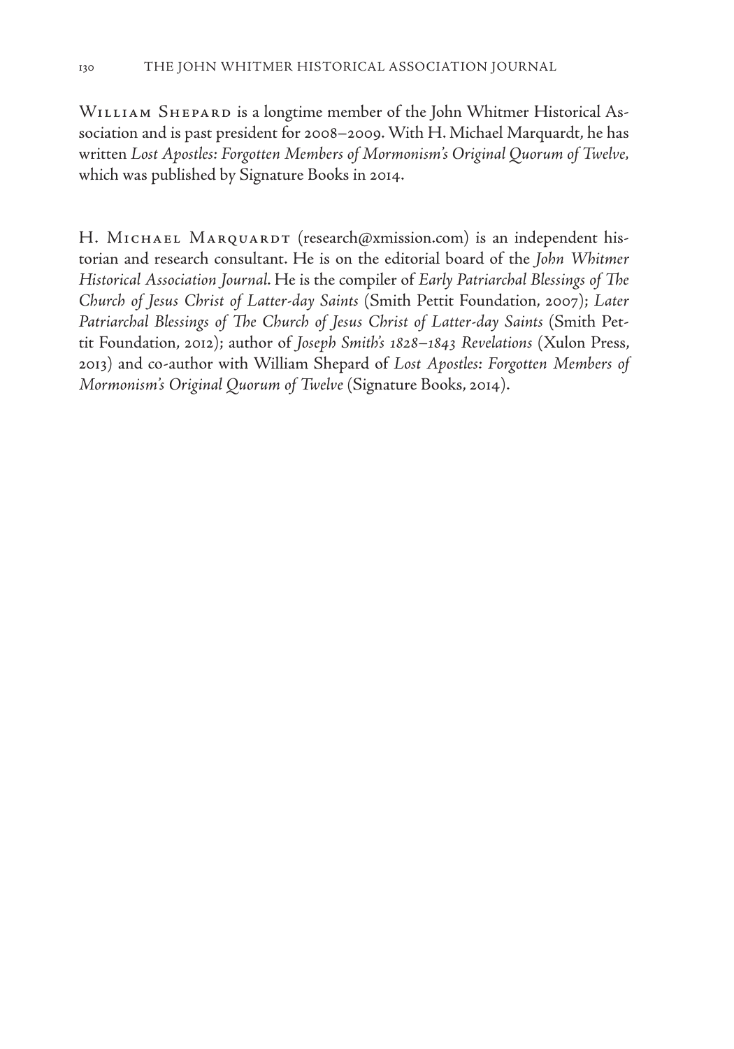William Shepard is a longtime member of the John Whitmer Historical Association and is past president for 2008–2009. With H. Michael Marquardt, he has written *Lost Apostles: Forgotten Members of Mormonism's Original Quorum of Twelve,* which was published by Signature Books in 2014.

H. Michael Marquardt (research@xmission.com) is an independent historian and research consultant. He is on the editorial board of the *John Whitmer Historical Association Journal*. He is the compiler of *Early Patriarchal Blessings of The Church of Jesus Christ of Latter-day Saints* (Smith Pettit Foundation, 2007); *Later Patriarchal Blessings of The Church of Jesus Christ of Latter-day Saints* (Smith Pettit Foundation, 2012); author of *Joseph Smith's 1828–1843 Revelations* (Xulon Press, 2013) and co-author with William Shepard of *Lost Apostles: Forgotten Members of Mormonism's Original Quorum of Twelve* (Signature Books, 2014).